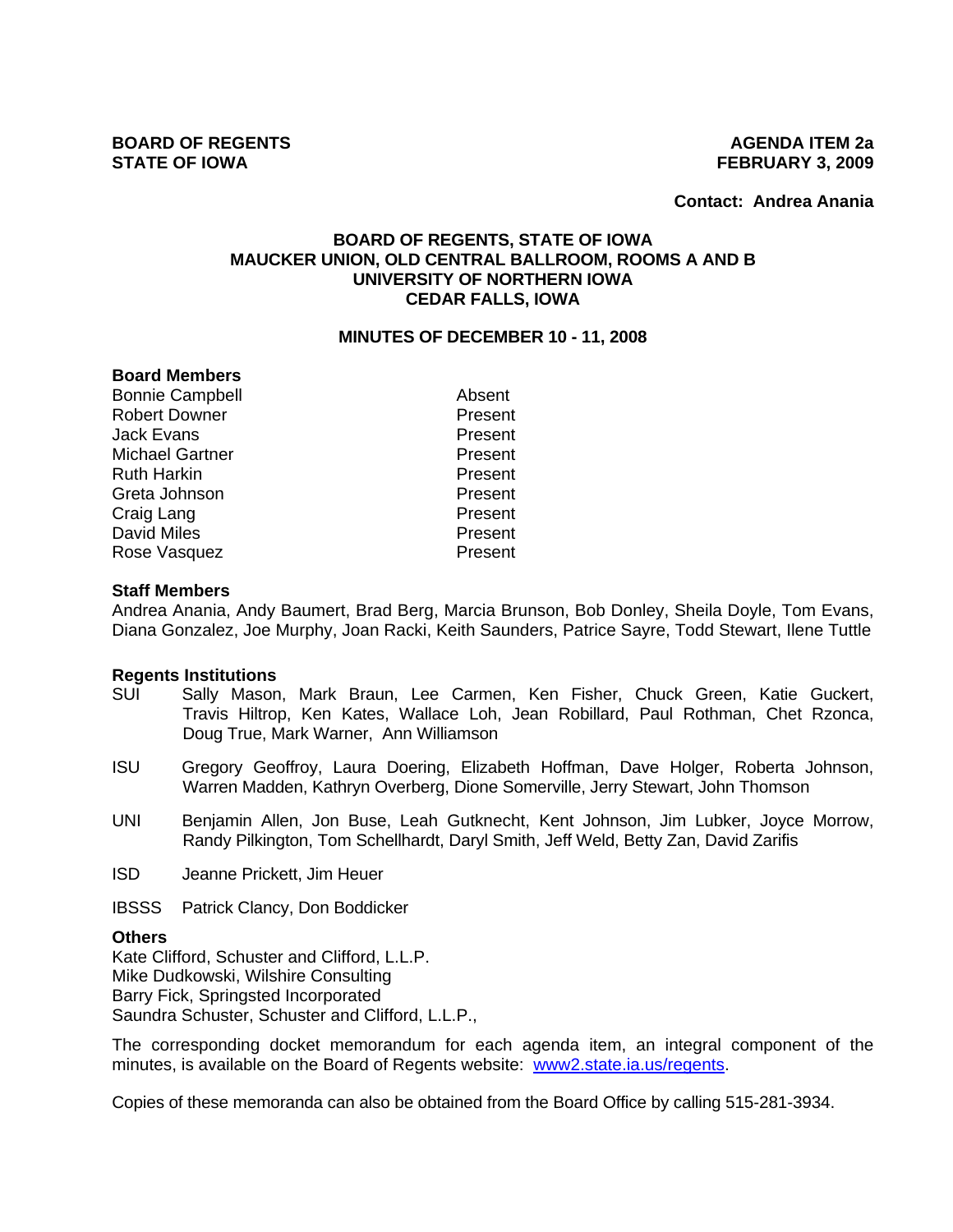**BOARD OF REGENTS**
**STATE OF IOWA**

**AGENDA ITEM 2a**
**FEBRUARY 3, 2009**

**Contact: Andrea Anania**

**BOARD OF REGENTS, STATE OF IOWA**
**MAUCKER UNION, OLD CENTRAL BALLROOM, ROOMS A AND B**
**UNIVERSITY OF NORTHERN IOWA**
**CEDAR FALLS, IOWA**

**MINUTES OF DECEMBER 10 - 11, 2008**

**Board Members**

| | |
|---|---|
| Bonnie Campbell | Absent |
| Robert Downer | Present |
| Jack Evans | Present |
| Michael Gartner | Present |
| Ruth Harkin | Present |
| Greta Johnson | Present |
| Craig Lang | Present |
| David Miles | Present |
| Rose Vasquez | Present |

**Staff Members**

Andrea Anania, Andy Baumert, Brad Berg, Marcia Brunson, Bob Donley, Sheila Doyle, Tom Evans, Diana Gonzalez, Joe Murphy, Joan Racki, Keith Saunders, Patrice Sayre, Todd Stewart, Ilene Tuttle

**Regents Institutions**

SUI Sally Mason, Mark Braun, Lee Carmen, Ken Fisher, Chuck Green, Katie Guckert, Travis Hiltrop, Ken Kates, Wallace Loh, Jean Robillard, Paul Rothman, Chet Rzonca, Doug True, Mark Warner, Ann Williamson

ISU Gregory Geoffroy, Laura Doering, Elizabeth Hoffman, Dave Holger, Roberta Johnson, Warren Madden, Kathryn Overberg, Dione Somerville, Jerry Stewart, John Thomson

UNI Benjamin Allen, Jon Buse, Leah Gutknecht, Kent Johnson, Jim Lubker, Joyce Morrow, Randy Pilkington, Tom Schellhardt, Daryl Smith, Jeff Weld, Betty Zan, David Zarifis

ISD Jeanne Prickett, Jim Heuer

IBSSS Patrick Clancy, Don Boddicker

**Others**

Kate Clifford, Schuster and Clifford, L.L.P.
Mike Dudkowski, Wilshire Consulting
Barry Fick, Springsted Incorporated
Saundra Schuster, Schuster and Clifford, L.L.P.,

The corresponding docket memorandum for each agenda item, an integral component of the minutes, is available on the Board of Regents website: www2.state.ia.us/regents.

Copies of these memoranda can also be obtained from the Board Office by calling 515-281-3934.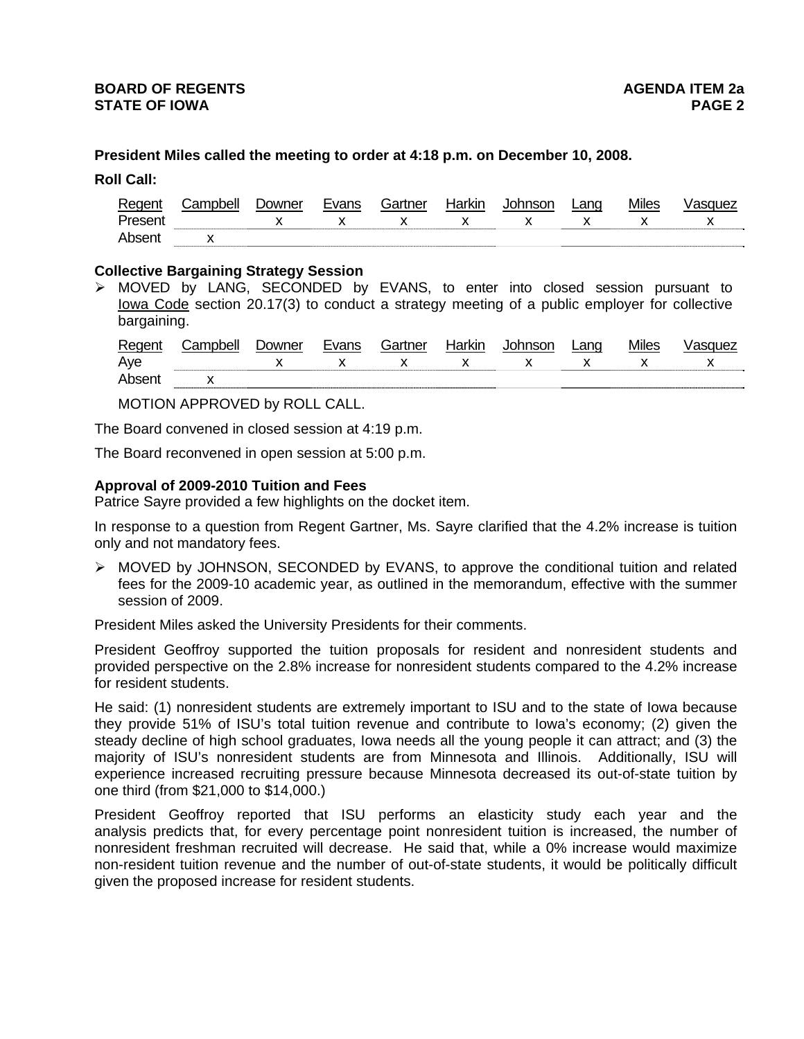**President Miles called the meeting to order at 4:18 p.m. on December 10, 2008.**

**Roll Call:**

| Regent | Campbell | Downer | Evans | Gartner | Harkin | Johnson | Lang | Miles | Vasquez |
|---|---|---|---|---|---|---|---|---|---|
| Present | | x | x | x | x | x | x | x | x |
| Absent | x | | | | | | | | |

**Collective Bargaining Strategy Session**

- MOVED by LANG, SECONDED by EVANS, to enter into closed session pursuant to Iowa Code section 20.17(3) to conduct a strategy meeting of a public employer for collective bargaining.

| Regent | Campbell | Downer | Evans | Gartner | Harkin | Johnson | Lang | Miles | Vasquez |
|---|---|---|---|---|---|---|---|---|---|
| Aye | | x | x | x | x | x | x | x | x |
| Absent | x | | | | | | | | |

MOTION APPROVED by ROLL CALL.

The Board convened in closed session at 4:19 p.m.

The Board reconvened in open session at 5:00 p.m.

**Approval of 2009-2010 Tuition and Fees**

Patrice Sayre provided a few highlights on the docket item.

In response to a question from Regent Gartner, Ms. Sayre clarified that the 4.2% increase is tuition only and not mandatory fees.

- MOVED by JOHNSON, SECONDED by EVANS, to approve the conditional tuition and related fees for the 2009-10 academic year, as outlined in the memorandum, effective with the summer session of 2009.

President Miles asked the University Presidents for their comments.

President Geoffroy supported the tuition proposals for resident and nonresident students and provided perspective on the 2.8% increase for nonresident students compared to the 4.2% increase for resident students.

He said: (1) nonresident students are extremely important to ISU and to the state of Iowa because they provide 51% of ISU's total tuition revenue and contribute to Iowa's economy; (2) given the steady decline of high school graduates, Iowa needs all the young people it can attract; and (3) the majority of ISU's nonresident students are from Minnesota and Illinois. Additionally, ISU will experience increased recruiting pressure because Minnesota decreased its out-of-state tuition by one third (from $21,000 to $14,000.)

President Geoffroy reported that ISU performs an elasticity study each year and the analysis predicts that, for every percentage point nonresident tuition is increased, the number of nonresident freshman recruited will decrease. He said that, while a 0% increase would maximize non-resident tuition revenue and the number of out-of-state students, it would be politically difficult given the proposed increase for resident students.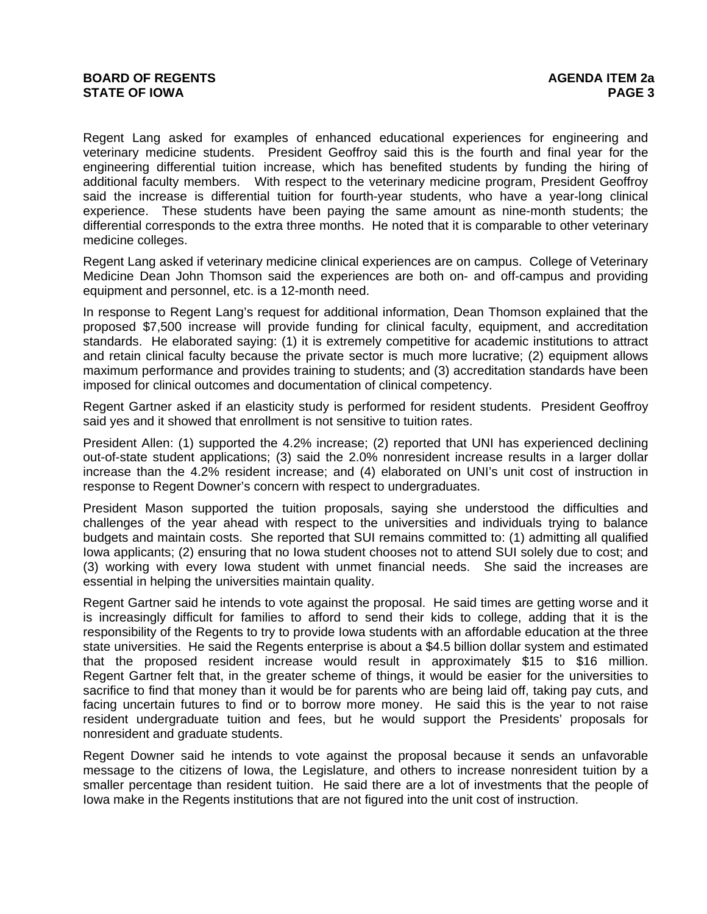Regent Lang asked for examples of enhanced educational experiences for engineering and veterinary medicine students. President Geoffroy said this is the fourth and final year for the engineering differential tuition increase, which has benefited students by funding the hiring of additional faculty members. With respect to the veterinary medicine program, President Geoffroy said the increase is differential tuition for fourth-year students, who have a year-long clinical experience. These students have been paying the same amount as nine-month students; the differential corresponds to the extra three months. He noted that it is comparable to other veterinary medicine colleges.

Regent Lang asked if veterinary medicine clinical experiences are on campus. College of Veterinary Medicine Dean John Thomson said the experiences are both on- and off-campus and providing equipment and personnel, etc. is a 12-month need.

In response to Regent Lang's request for additional information, Dean Thomson explained that the proposed $7,500 increase will provide funding for clinical faculty, equipment, and accreditation standards. He elaborated saying: (1) it is extremely competitive for academic institutions to attract and retain clinical faculty because the private sector is much more lucrative; (2) equipment allows maximum performance and provides training to students; and (3) accreditation standards have been imposed for clinical outcomes and documentation of clinical competency.

Regent Gartner asked if an elasticity study is performed for resident students. President Geoffroy said yes and it showed that enrollment is not sensitive to tuition rates.

President Allen: (1) supported the 4.2% increase; (2) reported that UNI has experienced declining out-of-state student applications; (3) said the 2.0% nonresident increase results in a larger dollar increase than the 4.2% resident increase; and (4) elaborated on UNI's unit cost of instruction in response to Regent Downer's concern with respect to undergraduates.

President Mason supported the tuition proposals, saying she understood the difficulties and challenges of the year ahead with respect to the universities and individuals trying to balance budgets and maintain costs. She reported that SUI remains committed to: (1) admitting all qualified Iowa applicants; (2) ensuring that no Iowa student chooses not to attend SUI solely due to cost; and (3) working with every Iowa student with unmet financial needs. She said the increases are essential in helping the universities maintain quality.

Regent Gartner said he intends to vote against the proposal. He said times are getting worse and it is increasingly difficult for families to afford to send their kids to college, adding that it is the responsibility of the Regents to try to provide Iowa students with an affordable education at the three state universities. He said the Regents enterprise is about a $4.5 billion dollar system and estimated that the proposed resident increase would result in approximately $15 to $16 million. Regent Gartner felt that, in the greater scheme of things, it would be easier for the universities to sacrifice to find that money than it would be for parents who are being laid off, taking pay cuts, and facing uncertain futures to find or to borrow more money. He said this is the year to not raise resident undergraduate tuition and fees, but he would support the Presidents' proposals for nonresident and graduate students.

Regent Downer said he intends to vote against the proposal because it sends an unfavorable message to the citizens of Iowa, the Legislature, and others to increase nonresident tuition by a smaller percentage than resident tuition. He said there are a lot of investments that the people of Iowa make in the Regents institutions that are not figured into the unit cost of instruction.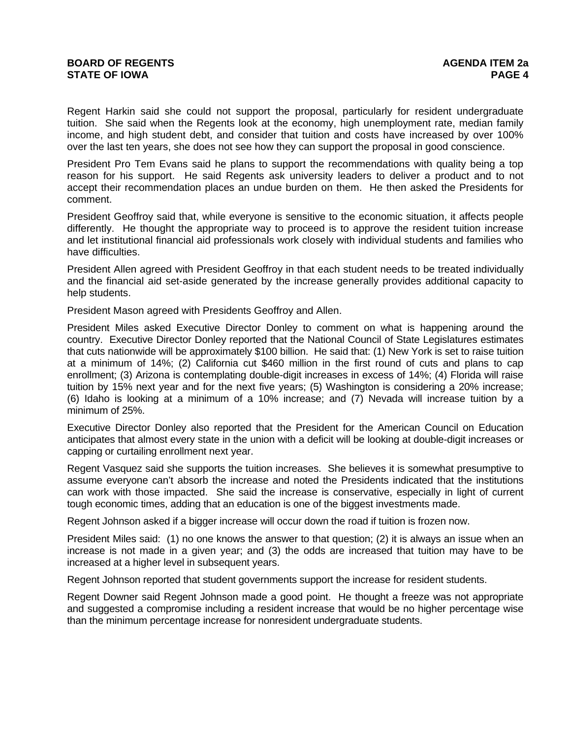Regent Harkin said she could not support the proposal, particularly for resident undergraduate tuition. She said when the Regents look at the economy, high unemployment rate, median family income, and high student debt, and consider that tuition and costs have increased by over 100% over the last ten years, she does not see how they can support the proposal in good conscience.

President Pro Tem Evans said he plans to support the recommendations with quality being a top reason for his support. He said Regents ask university leaders to deliver a product and to not accept their recommendation places an undue burden on them. He then asked the Presidents for comment.

President Geoffroy said that, while everyone is sensitive to the economic situation, it affects people differently. He thought the appropriate way to proceed is to approve the resident tuition increase and let institutional financial aid professionals work closely with individual students and families who have difficulties.

President Allen agreed with President Geoffroy in that each student needs to be treated individually and the financial aid set-aside generated by the increase generally provides additional capacity to help students.

President Mason agreed with Presidents Geoffroy and Allen.

President Miles asked Executive Director Donley to comment on what is happening around the country. Executive Director Donley reported that the National Council of State Legislatures estimates that cuts nationwide will be approximately $100 billion. He said that: (1) New York is set to raise tuition at a minimum of 14%; (2) California cut $460 million in the first round of cuts and plans to cap enrollment; (3) Arizona is contemplating double-digit increases in excess of 14%; (4) Florida will raise tuition by 15% next year and for the next five years; (5) Washington is considering a 20% increase; (6) Idaho is looking at a minimum of a 10% increase; and (7) Nevada will increase tuition by a minimum of 25%.

Executive Director Donley also reported that the President for the American Council on Education anticipates that almost every state in the union with a deficit will be looking at double-digit increases or capping or curtailing enrollment next year.

Regent Vasquez said she supports the tuition increases. She believes it is somewhat presumptive to assume everyone can't absorb the increase and noted the Presidents indicated that the institutions can work with those impacted. She said the increase is conservative, especially in light of current tough economic times, adding that an education is one of the biggest investments made.

Regent Johnson asked if a bigger increase will occur down the road if tuition is frozen now.

President Miles said: (1) no one knows the answer to that question; (2) it is always an issue when an increase is not made in a given year; and (3) the odds are increased that tuition may have to be increased at a higher level in subsequent years.

Regent Johnson reported that student governments support the increase for resident students.

Regent Downer said Regent Johnson made a good point. He thought a freeze was not appropriate and suggested a compromise including a resident increase that would be no higher percentage wise than the minimum percentage increase for nonresident undergraduate students.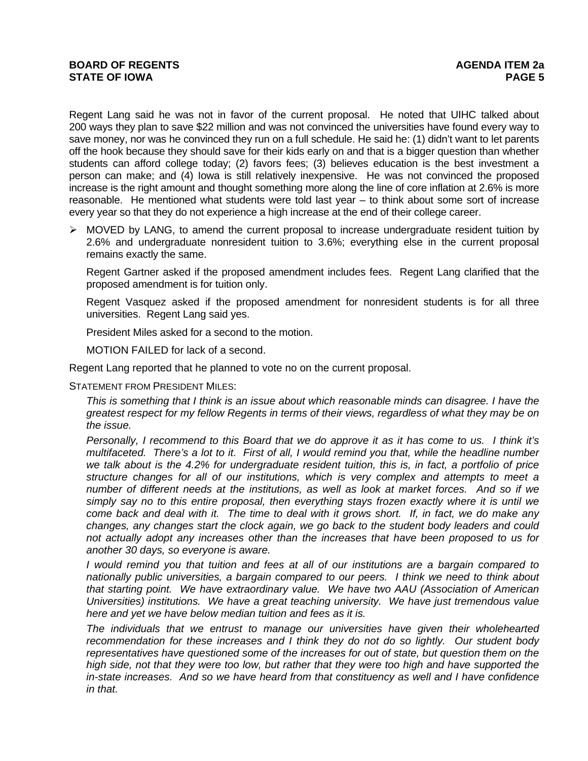Regent Lang said he was not in favor of the current proposal. He noted that UIHC talked about 200 ways they plan to save $22 million and was not convinced the universities have found every way to save money, nor was he convinced they run on a full schedule. He said he: (1) didn't want to let parents off the hook because they should save for their kids early on and that is a bigger question than whether students can afford college today; (2) favors fees; (3) believes education is the best investment a person can make; and (4) Iowa is still relatively inexpensive. He was not convinced the proposed increase is the right amount and thought something more along the line of core inflation at 2.6% is more reasonable. He mentioned what students were told last year – to think about some sort of increase every year so that they do not experience a high increase at the end of their college career.

- MOVED by LANG, to amend the current proposal to increase undergraduate resident tuition by 2.6% and undergraduate nonresident tuition to 3.6%; everything else in the current proposal remains exactly the same.

  Regent Gartner asked if the proposed amendment includes fees. Regent Lang clarified that the proposed amendment is for tuition only.

  Regent Vasquez asked if the proposed amendment for nonresident students is for all three universities. Regent Lang said yes.

  President Miles asked for a second to the motion.

  MOTION FAILED for lack of a second.

Regent Lang reported that he planned to vote no on the current proposal.

STATEMENT FROM PRESIDENT MILES:

*This is something that I think is an issue about which reasonable minds can disagree. I have the greatest respect for my fellow Regents in terms of their views, regardless of what they may be on the issue.*

*Personally, I recommend to this Board that we do approve it as it has come to us. I think it's multifaceted. There's a lot to it. First of all, I would remind you that, while the headline number we talk about is the 4.2% for undergraduate resident tuition, this is, in fact, a portfolio of price structure changes for all of our institutions, which is very complex and attempts to meet a number of different needs at the institutions, as well as look at market forces. And so if we simply say no to this entire proposal, then everything stays frozen exactly where it is until we come back and deal with it. The time to deal with it grows short. If, in fact, we do make any changes, any changes start the clock again, we go back to the student body leaders and could not actually adopt any increases other than the increases that have been proposed to us for another 30 days, so everyone is aware.*

*I would remind you that tuition and fees at all of our institutions are a bargain compared to nationally public universities, a bargain compared to our peers. I think we need to think about that starting point. We have extraordinary value. We have two AAU (Association of American Universities) institutions. We have a great teaching university. We have just tremendous value here and yet we have below median tuition and fees as it is.*

*The individuals that we entrust to manage our universities have given their wholehearted recommendation for these increases and I think they do not do so lightly. Our student body representatives have questioned some of the increases for out of state, but question them on the high side, not that they were too low, but rather that they were too high and have supported the in-state increases. And so we have heard from that constituency as well and I have confidence in that.*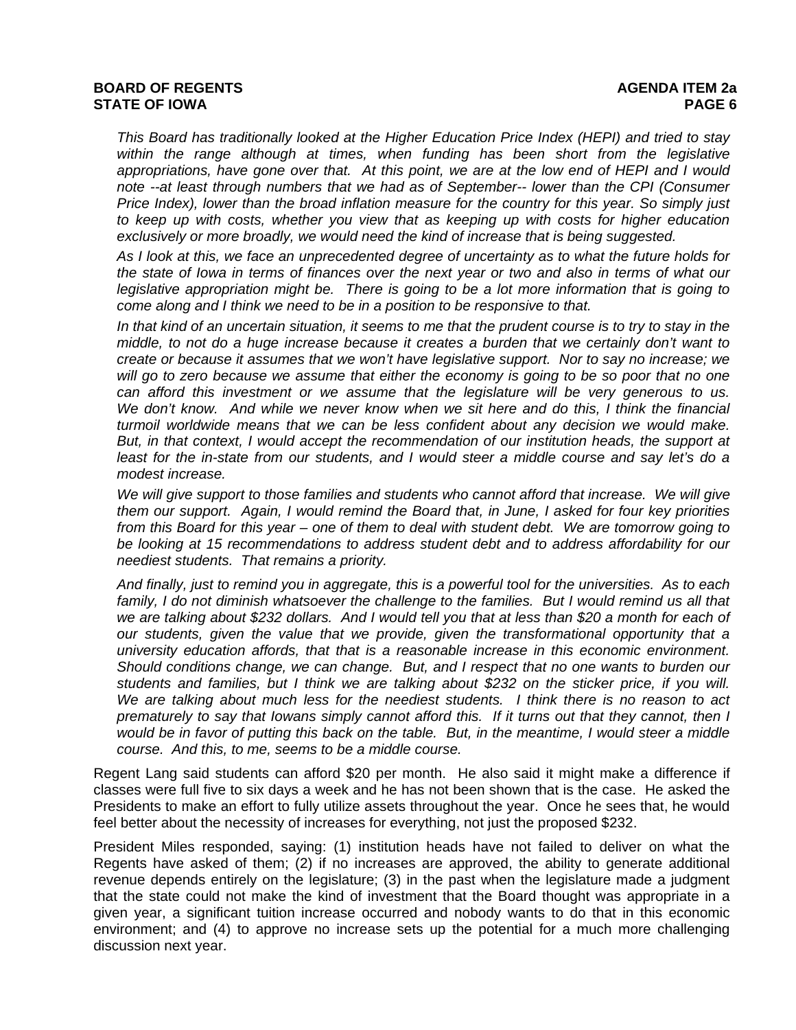*This Board has traditionally looked at the Higher Education Price Index (HEPI) and tried to stay within the range although at times, when funding has been short from the legislative appropriations, have gone over that. At this point, we are at the low end of HEPI and I would note --at least through numbers that we had as of September-- lower than the CPI (Consumer Price Index), lower than the broad inflation measure for the country for this year. So simply just to keep up with costs, whether you view that as keeping up with costs for higher education exclusively or more broadly, we would need the kind of increase that is being suggested.*

*As I look at this, we face an unprecedented degree of uncertainty as to what the future holds for the state of Iowa in terms of finances over the next year or two and also in terms of what our legislative appropriation might be. There is going to be a lot more information that is going to come along and I think we need to be in a position to be responsive to that.*

*In that kind of an uncertain situation, it seems to me that the prudent course is to try to stay in the middle, to not do a huge increase because it creates a burden that we certainly don't want to create or because it assumes that we won't have legislative support. Nor to say no increase; we will go to zero because we assume that either the economy is going to be so poor that no one can afford this investment or we assume that the legislature will be very generous to us. We don't know. And while we never know when we sit here and do this, I think the financial turmoil worldwide means that we can be less confident about any decision we would make. But, in that context, I would accept the recommendation of our institution heads, the support at least for the in-state from our students, and I would steer a middle course and say let's do a modest increase.*

*We will give support to those families and students who cannot afford that increase. We will give them our support. Again, I would remind the Board that, in June, I asked for four key priorities from this Board for this year – one of them to deal with student debt. We are tomorrow going to be looking at 15 recommendations to address student debt and to address affordability for our neediest students. That remains a priority.*

*And finally, just to remind you in aggregate, this is a powerful tool for the universities. As to each family, I do not diminish whatsoever the challenge to the families. But I would remind us all that we are talking about $232 dollars. And I would tell you that at less than $20 a month for each of our students, given the value that we provide, given the transformational opportunity that a university education affords, that that is a reasonable increase in this economic environment. Should conditions change, we can change. But, and I respect that no one wants to burden our students and families, but I think we are talking about $232 on the sticker price, if you will. We are talking about much less for the neediest students. I think there is no reason to act prematurely to say that Iowans simply cannot afford this. If it turns out that they cannot, then I would be in favor of putting this back on the table. But, in the meantime, I would steer a middle course. And this, to me, seems to be a middle course.*

Regent Lang said students can afford $20 per month. He also said it might make a difference if classes were full five to six days a week and he has not been shown that is the case. He asked the Presidents to make an effort to fully utilize assets throughout the year. Once he sees that, he would feel better about the necessity of increases for everything, not just the proposed $232.

President Miles responded, saying: (1) institution heads have not failed to deliver on what the Regents have asked of them; (2) if no increases are approved, the ability to generate additional revenue depends entirely on the legislature; (3) in the past when the legislature made a judgment that the state could not make the kind of investment that the Board thought was appropriate in a given year, a significant tuition increase occurred and nobody wants to do that in this economic environment; and (4) to approve no increase sets up the potential for a much more challenging discussion next year.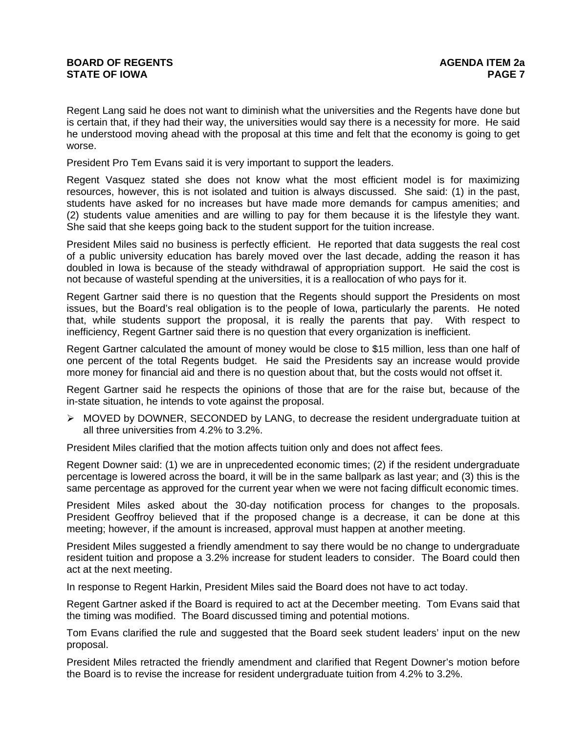Regent Lang said he does not want to diminish what the universities and the Regents have done but is certain that, if they had their way, the universities would say there is a necessity for more. He said he understood moving ahead with the proposal at this time and felt that the economy is going to get worse.

President Pro Tem Evans said it is very important to support the leaders.

Regent Vasquez stated she does not know what the most efficient model is for maximizing resources, however, this is not isolated and tuition is always discussed. She said: (1) in the past, students have asked for no increases but have made more demands for campus amenities; and (2) students value amenities and are willing to pay for them because it is the lifestyle they want. She said that she keeps going back to the student support for the tuition increase.

President Miles said no business is perfectly efficient. He reported that data suggests the real cost of a public university education has barely moved over the last decade, adding the reason it has doubled in Iowa is because of the steady withdrawal of appropriation support. He said the cost is not because of wasteful spending at the universities, it is a reallocation of who pays for it.

Regent Gartner said there is no question that the Regents should support the Presidents on most issues, but the Board's real obligation is to the people of Iowa, particularly the parents. He noted that, while students support the proposal, it is really the parents that pay. With respect to inefficiency, Regent Gartner said there is no question that every organization is inefficient.

Regent Gartner calculated the amount of money would be close to $15 million, less than one half of one percent of the total Regents budget. He said the Presidents say an increase would provide more money for financial aid and there is no question about that, but the costs would not offset it.

Regent Gartner said he respects the opinions of those that are for the raise but, because of the in-state situation, he intends to vote against the proposal.

- MOVED by DOWNER, SECONDED by LANG, to decrease the resident undergraduate tuition at all three universities from 4.2% to 3.2%.

President Miles clarified that the motion affects tuition only and does not affect fees.

Regent Downer said: (1) we are in unprecedented economic times; (2) if the resident undergraduate percentage is lowered across the board, it will be in the same ballpark as last year; and (3) this is the same percentage as approved for the current year when we were not facing difficult economic times.

President Miles asked about the 30-day notification process for changes to the proposals. President Geoffroy believed that if the proposed change is a decrease, it can be done at this meeting; however, if the amount is increased, approval must happen at another meeting.

President Miles suggested a friendly amendment to say there would be no change to undergraduate resident tuition and propose a 3.2% increase for student leaders to consider. The Board could then act at the next meeting.

In response to Regent Harkin, President Miles said the Board does not have to act today.

Regent Gartner asked if the Board is required to act at the December meeting. Tom Evans said that the timing was modified. The Board discussed timing and potential motions.

Tom Evans clarified the rule and suggested that the Board seek student leaders' input on the new proposal.

President Miles retracted the friendly amendment and clarified that Regent Downer's motion before the Board is to revise the increase for resident undergraduate tuition from 4.2% to 3.2%.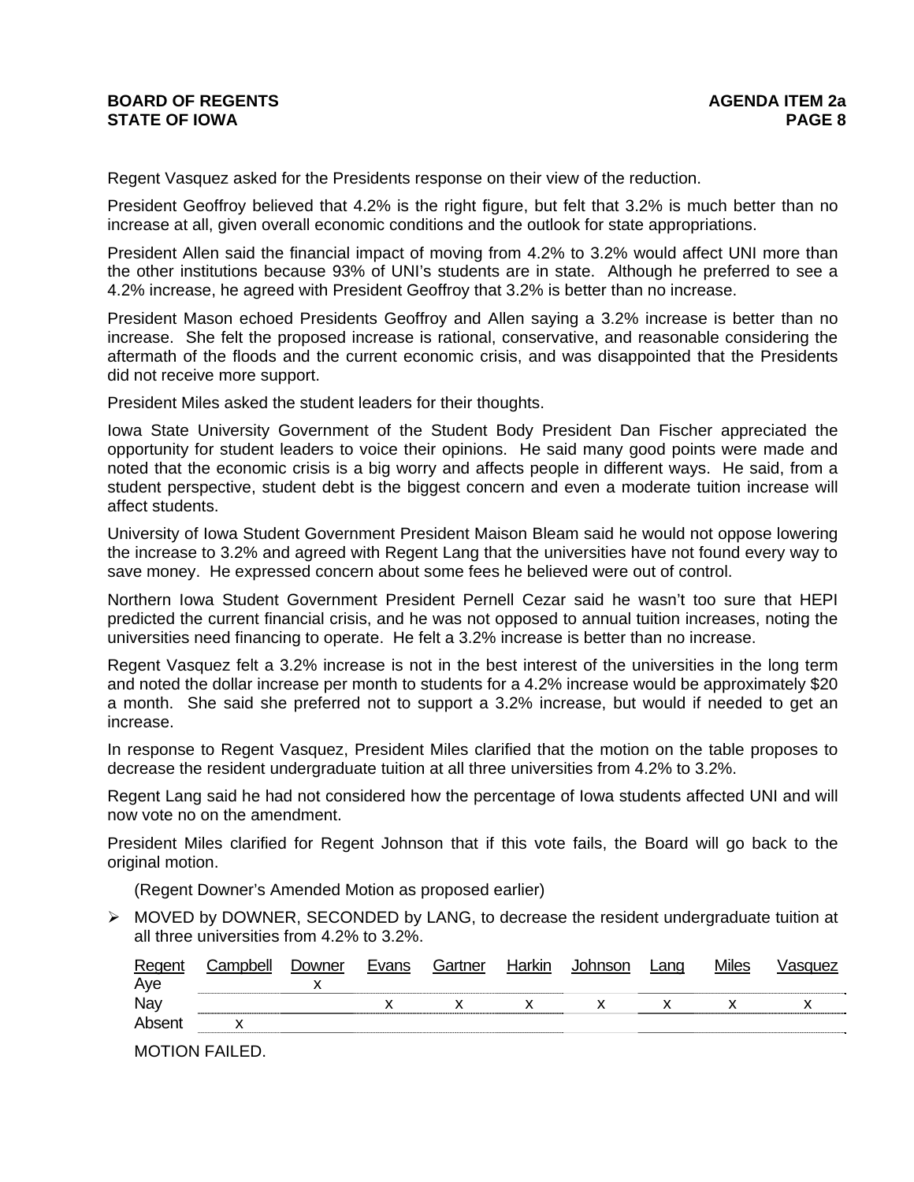Regent Vasquez asked for the Presidents response on their view of the reduction.

President Geoffroy believed that 4.2% is the right figure, but felt that 3.2% is much better than no increase at all, given overall economic conditions and the outlook for state appropriations.

President Allen said the financial impact of moving from 4.2% to 3.2% would affect UNI more than the other institutions because 93% of UNI's students are in state. Although he preferred to see a 4.2% increase, he agreed with President Geoffroy that 3.2% is better than no increase.

President Mason echoed Presidents Geoffroy and Allen saying a 3.2% increase is better than no increase. She felt the proposed increase is rational, conservative, and reasonable considering the aftermath of the floods and the current economic crisis, and was disappointed that the Presidents did not receive more support.

President Miles asked the student leaders for their thoughts.

Iowa State University Government of the Student Body President Dan Fischer appreciated the opportunity for student leaders to voice their opinions. He said many good points were made and noted that the economic crisis is a big worry and affects people in different ways. He said, from a student perspective, student debt is the biggest concern and even a moderate tuition increase will affect students.

University of Iowa Student Government President Maison Bleam said he would not oppose lowering the increase to 3.2% and agreed with Regent Lang that the universities have not found every way to save money. He expressed concern about some fees he believed were out of control.

Northern Iowa Student Government President Pernell Cezar said he wasn't too sure that HEPI predicted the current financial crisis, and he was not opposed to annual tuition increases, noting the universities need financing to operate. He felt a 3.2% increase is better than no increase.

Regent Vasquez felt a 3.2% increase is not in the best interest of the universities in the long term and noted the dollar increase per month to students for a 4.2% increase would be approximately $20 a month. She said she preferred not to support a 3.2% increase, but would if needed to get an increase.

In response to Regent Vasquez, President Miles clarified that the motion on the table proposes to decrease the resident undergraduate tuition at all three universities from 4.2% to 3.2%.

Regent Lang said he had not considered how the percentage of Iowa students affected UNI and will now vote no on the amendment.

President Miles clarified for Regent Johnson that if this vote fails, the Board will go back to the original motion.

(Regent Downer's Amended Motion as proposed earlier)

- MOVED by DOWNER, SECONDED by LANG, to decrease the resident undergraduate tuition at all three universities from 4.2% to 3.2%.

| Regent | Campbell | Downer | Evans | Gartner | Harkin | Johnson | Lang | Miles | Vasquez |
|---|---|---|---|---|---|---|---|---|---|
| Aye | | x | | | | | | | |
| Nay | | | x | x | x | x | x | x | x |
| Absent | x | | | | | | | | |

MOTION FAILED.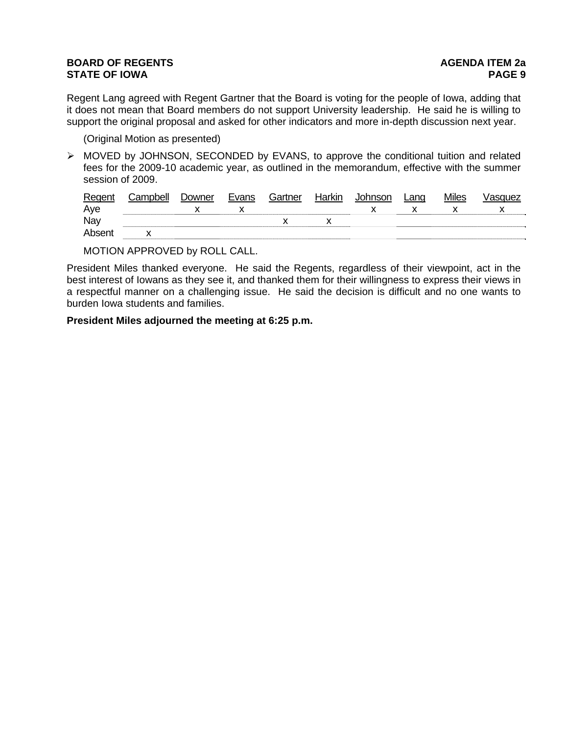Regent Lang agreed with Regent Gartner that the Board is voting for the people of Iowa, adding that it does not mean that Board members do not support University leadership. He said he is willing to support the original proposal and asked for other indicators and more in-depth discussion next year.

(Original Motion as presented)

- MOVED by JOHNSON, SECONDED by EVANS, to approve the conditional tuition and related fees for the 2009-10 academic year, as outlined in the memorandum, effective with the summer session of 2009.

| Regent | Campbell | Downer | Evans | Gartner | Harkin | Johnson | Lang | Miles | Vasquez |
|---|---|---|---|---|---|---|---|---|---|
| Aye | | x | x | | | x | x | x | x |
| Nay | | | | x | x | | | | |
| Absent | x | | | | | | | | |

MOTION APPROVED by ROLL CALL.

President Miles thanked everyone. He said the Regents, regardless of their viewpoint, act in the best interest of Iowans as they see it, and thanked them for their willingness to express their views in a respectful manner on a challenging issue. He said the decision is difficult and no one wants to burden Iowa students and families.

**President Miles adjourned the meeting at 6:25 p.m.**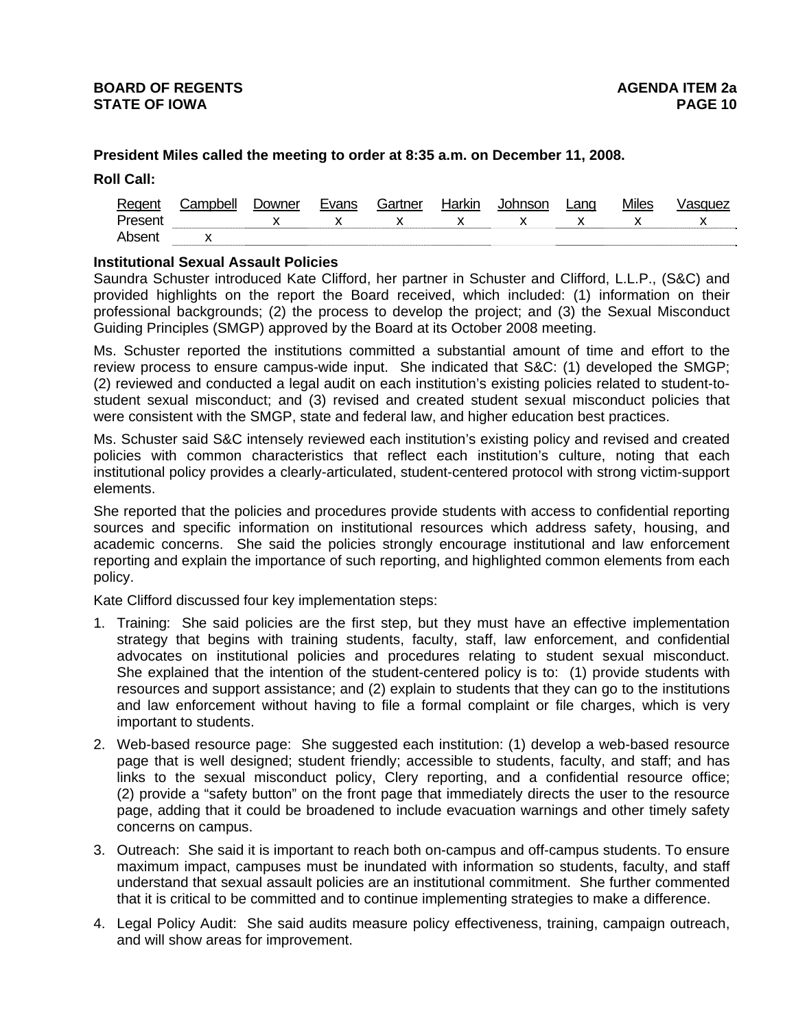**President Miles called the meeting to order at 8:35 a.m. on December 11, 2008.**

**Roll Call:**

| Regent | Campbell | Downer | Evans | Gartner | Harkin | Johnson | Lang | Miles | Vasquez |
|---|---|---|---|---|---|---|---|---|---|
| Present | | x | x | x | x | x | x | x | x |
| Absent | x | | | | | | | | |

**Institutional Sexual Assault Policies**

Saundra Schuster introduced Kate Clifford, her partner in Schuster and Clifford, L.L.P., (S&C) and provided highlights on the report the Board received, which included: (1) information on their professional backgrounds; (2) the process to develop the project; and (3) the Sexual Misconduct Guiding Principles (SMGP) approved by the Board at its October 2008 meeting.

Ms. Schuster reported the institutions committed a substantial amount of time and effort to the review process to ensure campus-wide input. She indicated that S&C: (1) developed the SMGP; (2) reviewed and conducted a legal audit on each institution's existing policies related to student-to-student sexual misconduct; and (3) revised and created student sexual misconduct policies that were consistent with the SMGP, state and federal law, and higher education best practices.

Ms. Schuster said S&C intensely reviewed each institution's existing policy and revised and created policies with common characteristics that reflect each institution's culture, noting that each institutional policy provides a clearly-articulated, student-centered protocol with strong victim-support elements.

She reported that the policies and procedures provide students with access to confidential reporting sources and specific information on institutional resources which address safety, housing, and academic concerns. She said the policies strongly encourage institutional and law enforcement reporting and explain the importance of such reporting, and highlighted common elements from each policy.

Kate Clifford discussed four key implementation steps:

1. Training: She said policies are the first step, but they must have an effective implementation strategy that begins with training students, faculty, staff, law enforcement, and confidential advocates on institutional policies and procedures relating to student sexual misconduct. She explained that the intention of the student-centered policy is to: (1) provide students with resources and support assistance; and (2) explain to students that they can go to the institutions and law enforcement without having to file a formal complaint or file charges, which is very important to students.
2. Web-based resource page: She suggested each institution: (1) develop a web-based resource page that is well designed; student friendly; accessible to students, faculty, and staff; and has links to the sexual misconduct policy, Clery reporting, and a confidential resource office; (2) provide a "safety button" on the front page that immediately directs the user to the resource page, adding that it could be broadened to include evacuation warnings and other timely safety concerns on campus.
3. Outreach: She said it is important to reach both on-campus and off-campus students. To ensure maximum impact, campuses must be inundated with information so students, faculty, and staff understand that sexual assault policies are an institutional commitment. She further commented that it is critical to be committed and to continue implementing strategies to make a difference.
4. Legal Policy Audit: She said audits measure policy effectiveness, training, campaign outreach, and will show areas for improvement.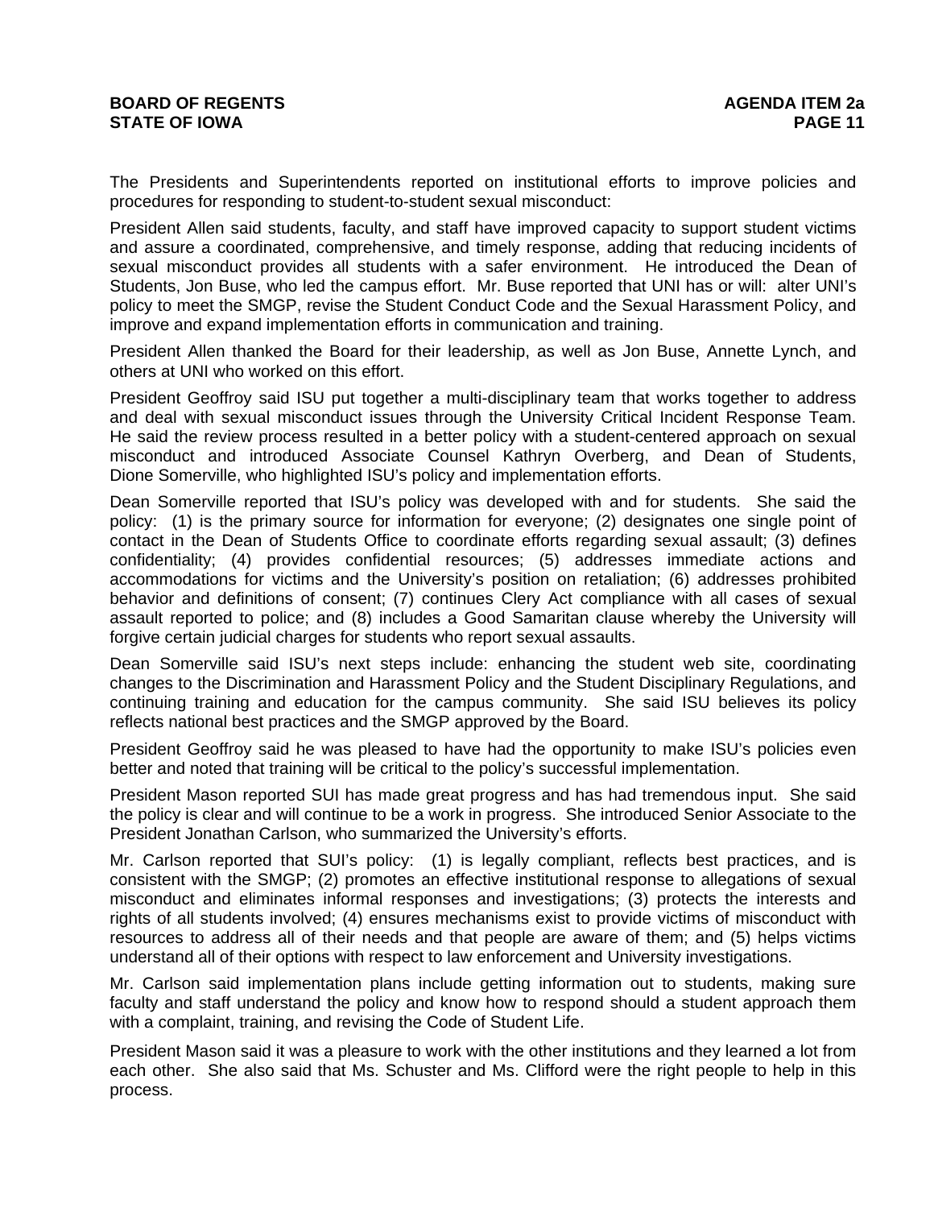The Presidents and Superintendents reported on institutional efforts to improve policies and procedures for responding to student-to-student sexual misconduct:

President Allen said students, faculty, and staff have improved capacity to support student victims and assure a coordinated, comprehensive, and timely response, adding that reducing incidents of sexual misconduct provides all students with a safer environment. He introduced the Dean of Students, Jon Buse, who led the campus effort. Mr. Buse reported that UNI has or will: alter UNI's policy to meet the SMGP, revise the Student Conduct Code and the Sexual Harassment Policy, and improve and expand implementation efforts in communication and training.

President Allen thanked the Board for their leadership, as well as Jon Buse, Annette Lynch, and others at UNI who worked on this effort.

President Geoffroy said ISU put together a multi-disciplinary team that works together to address and deal with sexual misconduct issues through the University Critical Incident Response Team. He said the review process resulted in a better policy with a student-centered approach on sexual misconduct and introduced Associate Counsel Kathryn Overberg, and Dean of Students, Dione Somerville, who highlighted ISU's policy and implementation efforts.

Dean Somerville reported that ISU's policy was developed with and for students. She said the policy: (1) is the primary source for information for everyone; (2) designates one single point of contact in the Dean of Students Office to coordinate efforts regarding sexual assault; (3) defines confidentiality; (4) provides confidential resources; (5) addresses immediate actions and accommodations for victims and the University's position on retaliation; (6) addresses prohibited behavior and definitions of consent; (7) continues Clery Act compliance with all cases of sexual assault reported to police; and (8) includes a Good Samaritan clause whereby the University will forgive certain judicial charges for students who report sexual assaults.

Dean Somerville said ISU's next steps include: enhancing the student web site, coordinating changes to the Discrimination and Harassment Policy and the Student Disciplinary Regulations, and continuing training and education for the campus community. She said ISU believes its policy reflects national best practices and the SMGP approved by the Board.

President Geoffroy said he was pleased to have had the opportunity to make ISU's policies even better and noted that training will be critical to the policy's successful implementation.

President Mason reported SUI has made great progress and has had tremendous input. She said the policy is clear and will continue to be a work in progress. She introduced Senior Associate to the President Jonathan Carlson, who summarized the University's efforts.

Mr. Carlson reported that SUI's policy: (1) is legally compliant, reflects best practices, and is consistent with the SMGP; (2) promotes an effective institutional response to allegations of sexual misconduct and eliminates informal responses and investigations; (3) protects the interests and rights of all students involved; (4) ensures mechanisms exist to provide victims of misconduct with resources to address all of their needs and that people are aware of them; and (5) helps victims understand all of their options with respect to law enforcement and University investigations.

Mr. Carlson said implementation plans include getting information out to students, making sure faculty and staff understand the policy and know how to respond should a student approach them with a complaint, training, and revising the Code of Student Life.

President Mason said it was a pleasure to work with the other institutions and they learned a lot from each other. She also said that Ms. Schuster and Ms. Clifford were the right people to help in this process.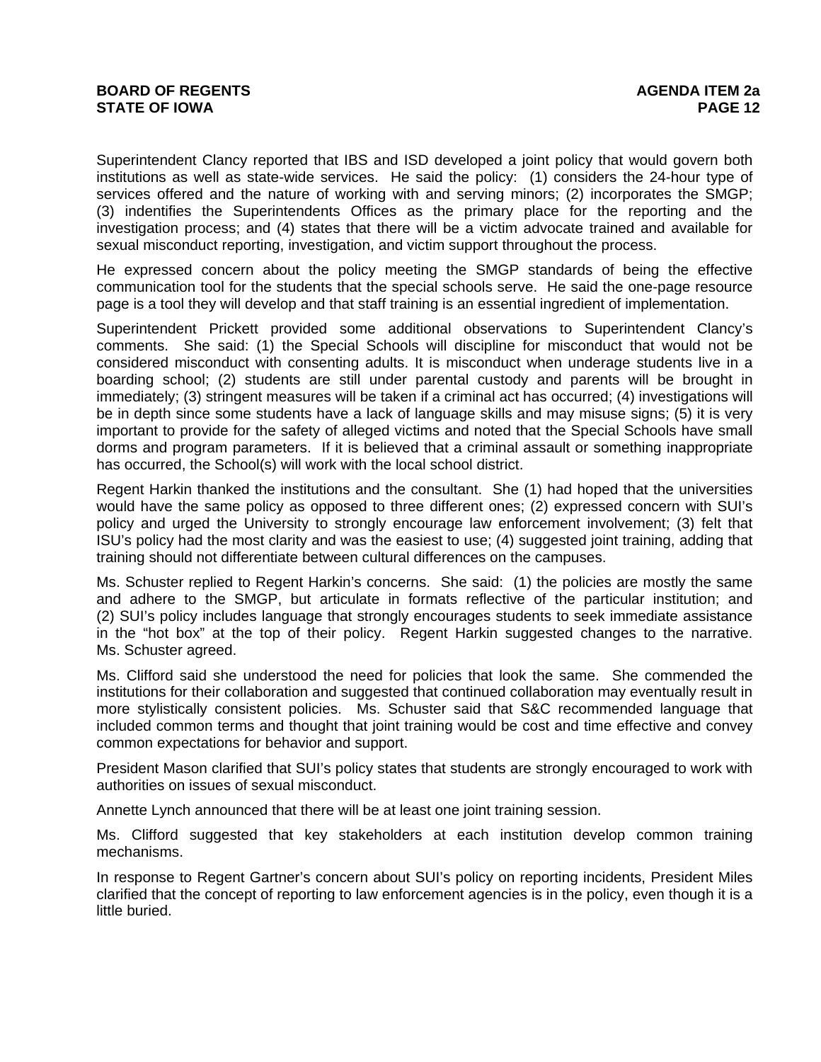Superintendent Clancy reported that IBS and ISD developed a joint policy that would govern both institutions as well as state-wide services. He said the policy: (1) considers the 24-hour type of services offered and the nature of working with and serving minors; (2) incorporates the SMGP; (3) indentifies the Superintendents Offices as the primary place for the reporting and the investigation process; and (4) states that there will be a victim advocate trained and available for sexual misconduct reporting, investigation, and victim support throughout the process.

He expressed concern about the policy meeting the SMGP standards of being the effective communication tool for the students that the special schools serve. He said the one-page resource page is a tool they will develop and that staff training is an essential ingredient of implementation.

Superintendent Prickett provided some additional observations to Superintendent Clancy's comments. She said: (1) the Special Schools will discipline for misconduct that would not be considered misconduct with consenting adults. It is misconduct when underage students live in a boarding school; (2) students are still under parental custody and parents will be brought in immediately; (3) stringent measures will be taken if a criminal act has occurred; (4) investigations will be in depth since some students have a lack of language skills and may misuse signs; (5) it is very important to provide for the safety of alleged victims and noted that the Special Schools have small dorms and program parameters. If it is believed that a criminal assault or something inappropriate has occurred, the School(s) will work with the local school district.

Regent Harkin thanked the institutions and the consultant. She (1) had hoped that the universities would have the same policy as opposed to three different ones; (2) expressed concern with SUI's policy and urged the University to strongly encourage law enforcement involvement; (3) felt that ISU's policy had the most clarity and was the easiest to use; (4) suggested joint training, adding that training should not differentiate between cultural differences on the campuses.

Ms. Schuster replied to Regent Harkin's concerns. She said: (1) the policies are mostly the same and adhere to the SMGP, but articulate in formats reflective of the particular institution; and (2) SUI's policy includes language that strongly encourages students to seek immediate assistance in the "hot box" at the top of their policy. Regent Harkin suggested changes to the narrative. Ms. Schuster agreed.

Ms. Clifford said she understood the need for policies that look the same. She commended the institutions for their collaboration and suggested that continued collaboration may eventually result in more stylistically consistent policies. Ms. Schuster said that S&C recommended language that included common terms and thought that joint training would be cost and time effective and convey common expectations for behavior and support.

President Mason clarified that SUI's policy states that students are strongly encouraged to work with authorities on issues of sexual misconduct.

Annette Lynch announced that there will be at least one joint training session.

Ms. Clifford suggested that key stakeholders at each institution develop common training mechanisms.

In response to Regent Gartner's concern about SUI's policy on reporting incidents, President Miles clarified that the concept of reporting to law enforcement agencies is in the policy, even though it is a little buried.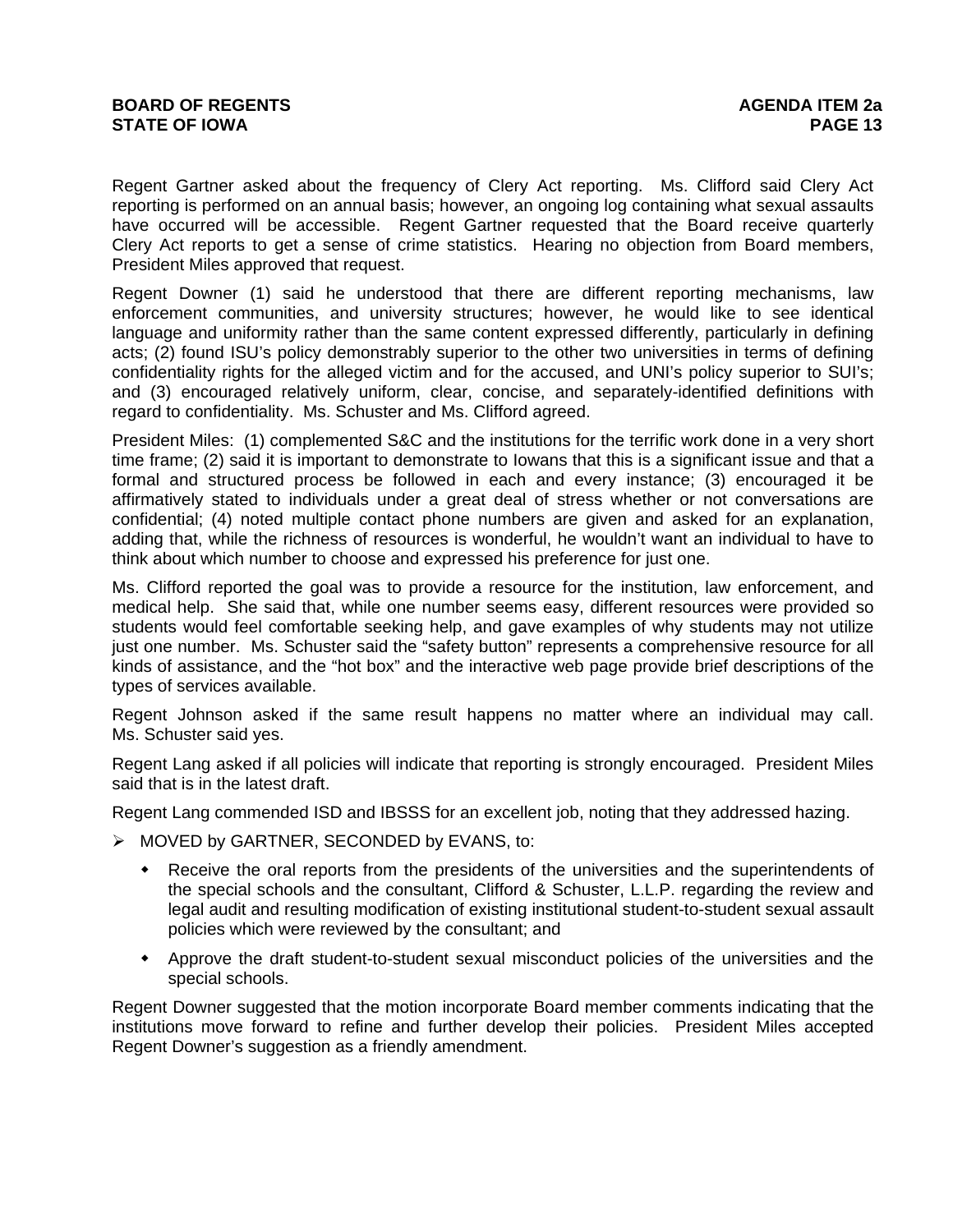Regent Gartner asked about the frequency of Clery Act reporting. Ms. Clifford said Clery Act reporting is performed on an annual basis; however, an ongoing log containing what sexual assaults have occurred will be accessible. Regent Gartner requested that the Board receive quarterly Clery Act reports to get a sense of crime statistics. Hearing no objection from Board members, President Miles approved that request.

Regent Downer (1) said he understood that there are different reporting mechanisms, law enforcement communities, and university structures; however, he would like to see identical language and uniformity rather than the same content expressed differently, particularly in defining acts; (2) found ISU's policy demonstrably superior to the other two universities in terms of defining confidentiality rights for the alleged victim and for the accused, and UNI's policy superior to SUI's; and (3) encouraged relatively uniform, clear, concise, and separately-identified definitions with regard to confidentiality. Ms. Schuster and Ms. Clifford agreed.

President Miles: (1) complemented S&C and the institutions for the terrific work done in a very short time frame; (2) said it is important to demonstrate to Iowans that this is a significant issue and that a formal and structured process be followed in each and every instance; (3) encouraged it be affirmatively stated to individuals under a great deal of stress whether or not conversations are confidential; (4) noted multiple contact phone numbers are given and asked for an explanation, adding that, while the richness of resources is wonderful, he wouldn't want an individual to have to think about which number to choose and expressed his preference for just one.

Ms. Clifford reported the goal was to provide a resource for the institution, law enforcement, and medical help. She said that, while one number seems easy, different resources were provided so students would feel comfortable seeking help, and gave examples of why students may not utilize just one number. Ms. Schuster said the "safety button" represents a comprehensive resource for all kinds of assistance, and the "hot box" and the interactive web page provide brief descriptions of the types of services available.

Regent Johnson asked if the same result happens no matter where an individual may call. Ms. Schuster said yes.

Regent Lang asked if all policies will indicate that reporting is strongly encouraged. President Miles said that is in the latest draft.

Regent Lang commended ISD and IBSSS for an excellent job, noting that they addressed hazing.

- MOVED by GARTNER, SECONDED by EVANS, to:
  - Receive the oral reports from the presidents of the universities and the superintendents of the special schools and the consultant, Clifford & Schuster, L.L.P. regarding the review and legal audit and resulting modification of existing institutional student-to-student sexual assault policies which were reviewed by the consultant; and
  - Approve the draft student-to-student sexual misconduct policies of the universities and the special schools.

Regent Downer suggested that the motion incorporate Board member comments indicating that the institutions move forward to refine and further develop their policies. President Miles accepted Regent Downer's suggestion as a friendly amendment.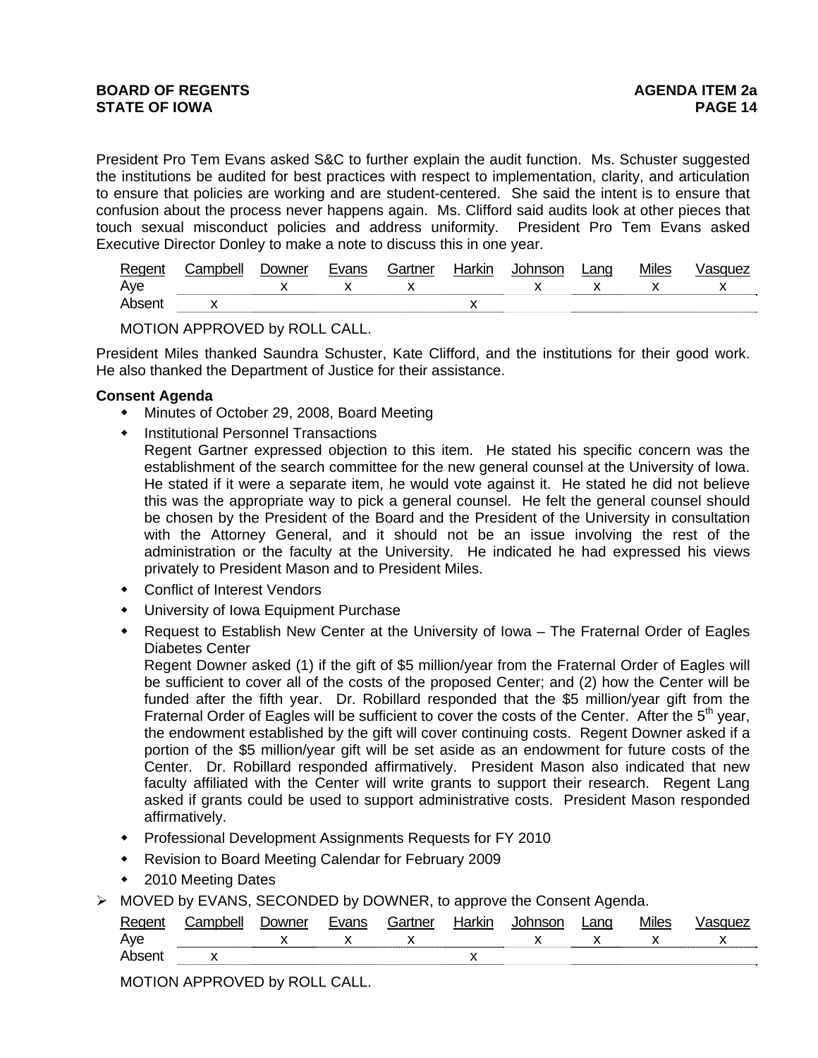President Pro Tem Evans asked S&C to further explain the audit function. Ms. Schuster suggested the institutions be audited for best practices with respect to implementation, clarity, and articulation to ensure that policies are working and are student-centered. She said the intent is to ensure that confusion about the process never happens again. Ms. Clifford said audits look at other pieces that touch sexual misconduct policies and address uniformity. President Pro Tem Evans asked Executive Director Donley to make a note to discuss this in one year.

| Regent | Campbell | Downer | Evans | Gartner | Harkin | Johnson | Lang | Miles | Vasquez |
|---|---|---|---|---|---|---|---|---|---|
| Aye | | x | x | x | | x | x | x | x |
| Absent | x | | | | x | | | | |

MOTION APPROVED by ROLL CALL.

President Miles thanked Saundra Schuster, Kate Clifford, and the institutions for their good work. He also thanked the Department of Justice for their assistance.

**Consent Agenda**

- Minutes of October 29, 2008, Board Meeting
- Institutional Personnel Transactions
  Regent Gartner expressed objection to this item. He stated his specific concern was the establishment of the search committee for the new general counsel at the University of Iowa. He stated if it were a separate item, he would vote against it. He stated he did not believe this was the appropriate way to pick a general counsel. He felt the general counsel should be chosen by the President of the Board and the President of the University in consultation with the Attorney General, and it should not be an issue involving the rest of the administration or the faculty at the University. He indicated he had expressed his views privately to President Mason and to President Miles.
- Conflict of Interest Vendors
- University of Iowa Equipment Purchase
- Request to Establish New Center at the University of Iowa – The Fraternal Order of Eagles Diabetes Center
  Regent Downer asked (1) if the gift of $5 million/year from the Fraternal Order of Eagles will be sufficient to cover all of the costs of the proposed Center; and (2) how the Center will be funded after the fifth year. Dr. Robillard responded that the $5 million/year gift from the Fraternal Order of Eagles will be sufficient to cover the costs of the Center. After the 5th year, the endowment established by the gift will cover continuing costs. Regent Downer asked if a portion of the $5 million/year gift will be set aside as an endowment for future costs of the Center. Dr. Robillard responded affirmatively. President Mason also indicated that new faculty affiliated with the Center will write grants to support their research. Regent Lang asked if grants could be used to support administrative costs. President Mason responded affirmatively.
- Professional Development Assignments Requests for FY 2010
- Revision to Board Meeting Calendar for February 2009
- 2010 Meeting Dates

➢ MOVED by EVANS, SECONDED by DOWNER, to approve the Consent Agenda.

| Regent | Campbell | Downer | Evans | Gartner | Harkin | Johnson | Lang | Miles | Vasquez |
|---|---|---|---|---|---|---|---|---|---|
| Aye | | x | x | x | | x | x | x | x |
| Absent | x | | | | x | | | | |

MOTION APPROVED by ROLL CALL.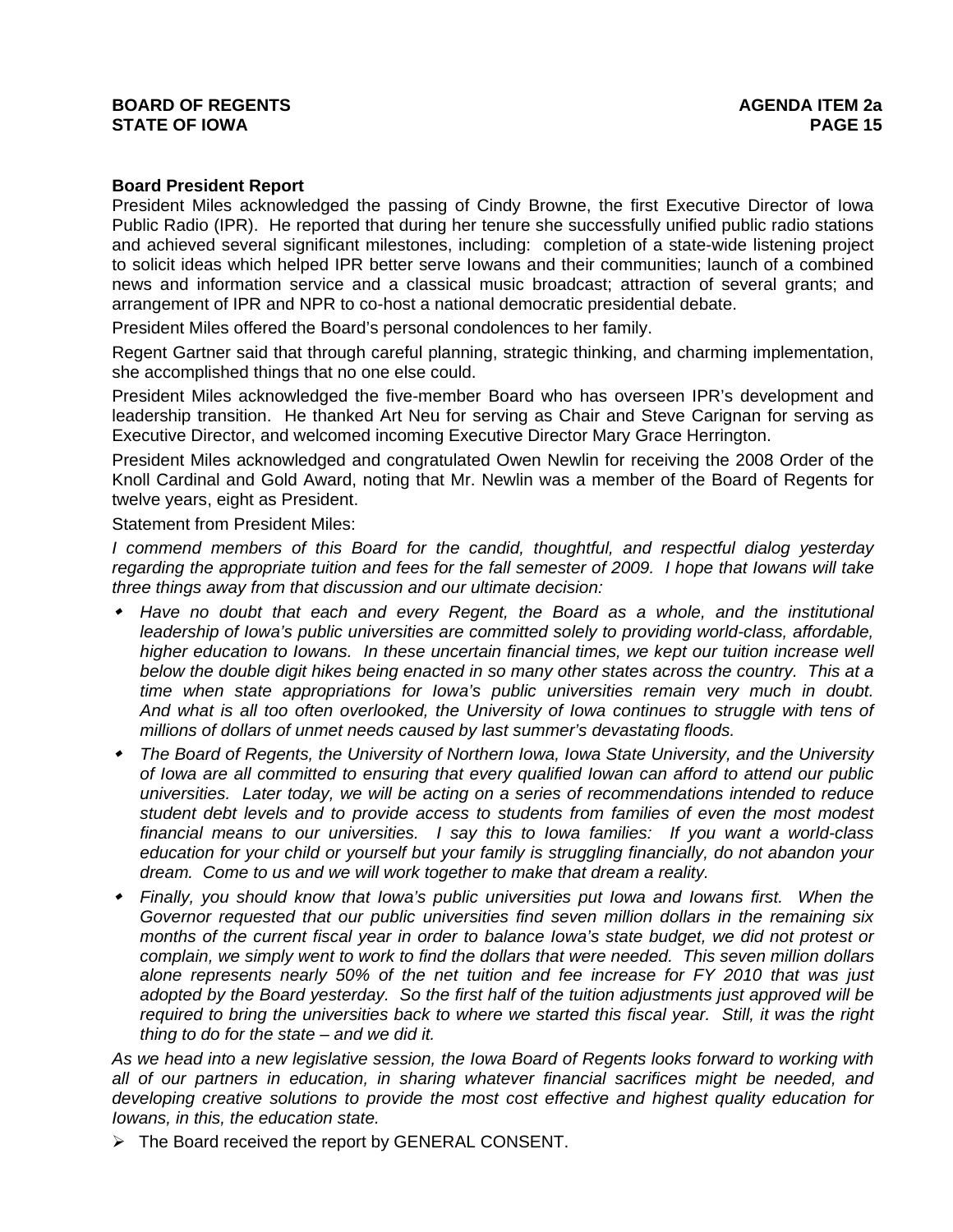**Board President Report**

President Miles acknowledged the passing of Cindy Browne, the first Executive Director of Iowa Public Radio (IPR). He reported that during her tenure she successfully unified public radio stations and achieved several significant milestones, including: completion of a state-wide listening project to solicit ideas which helped IPR better serve Iowans and their communities; launch of a combined news and information service and a classical music broadcast; attraction of several grants; and arrangement of IPR and NPR to co-host a national democratic presidential debate.

President Miles offered the Board's personal condolences to her family.

Regent Gartner said that through careful planning, strategic thinking, and charming implementation, she accomplished things that no one else could.

President Miles acknowledged the five-member Board who has overseen IPR's development and leadership transition. He thanked Art Neu for serving as Chair and Steve Carignan for serving as Executive Director, and welcomed incoming Executive Director Mary Grace Herrington.

President Miles acknowledged and congratulated Owen Newlin for receiving the 2008 Order of the Knoll Cardinal and Gold Award, noting that Mr. Newlin was a member of the Board of Regents for twelve years, eight as President.

Statement from President Miles:

*I commend members of this Board for the candid, thoughtful, and respectful dialog yesterday regarding the appropriate tuition and fees for the fall semester of 2009. I hope that Iowans will take three things away from that discussion and our ultimate decision:*

- *Have no doubt that each and every Regent, the Board as a whole, and the institutional leadership of Iowa's public universities are committed solely to providing world-class, affordable, higher education to Iowans. In these uncertain financial times, we kept our tuition increase well below the double digit hikes being enacted in so many other states across the country. This at a time when state appropriations for Iowa's public universities remain very much in doubt. And what is all too often overlooked, the University of Iowa continues to struggle with tens of millions of dollars of unmet needs caused by last summer's devastating floods.*
- *The Board of Regents, the University of Northern Iowa, Iowa State University, and the University of Iowa are all committed to ensuring that every qualified Iowan can afford to attend our public universities. Later today, we will be acting on a series of recommendations intended to reduce student debt levels and to provide access to students from families of even the most modest financial means to our universities. I say this to Iowa families: If you want a world-class education for your child or yourself but your family is struggling financially, do not abandon your dream. Come to us and we will work together to make that dream a reality.*
- *Finally, you should know that Iowa's public universities put Iowa and Iowans first. When the Governor requested that our public universities find seven million dollars in the remaining six months of the current fiscal year in order to balance Iowa's state budget, we did not protest or complain, we simply went to work to find the dollars that were needed. This seven million dollars alone represents nearly 50% of the net tuition and fee increase for FY 2010 that was just adopted by the Board yesterday. So the first half of the tuition adjustments just approved will be required to bring the universities back to where we started this fiscal year. Still, it was the right thing to do for the state – and we did it.*

*As we head into a new legislative session, the Iowa Board of Regents looks forward to working with all of our partners in education, in sharing whatever financial sacrifices might be needed, and developing creative solutions to provide the most cost effective and highest quality education for Iowans, in this, the education state.*

➢ The Board received the report by GENERAL CONSENT.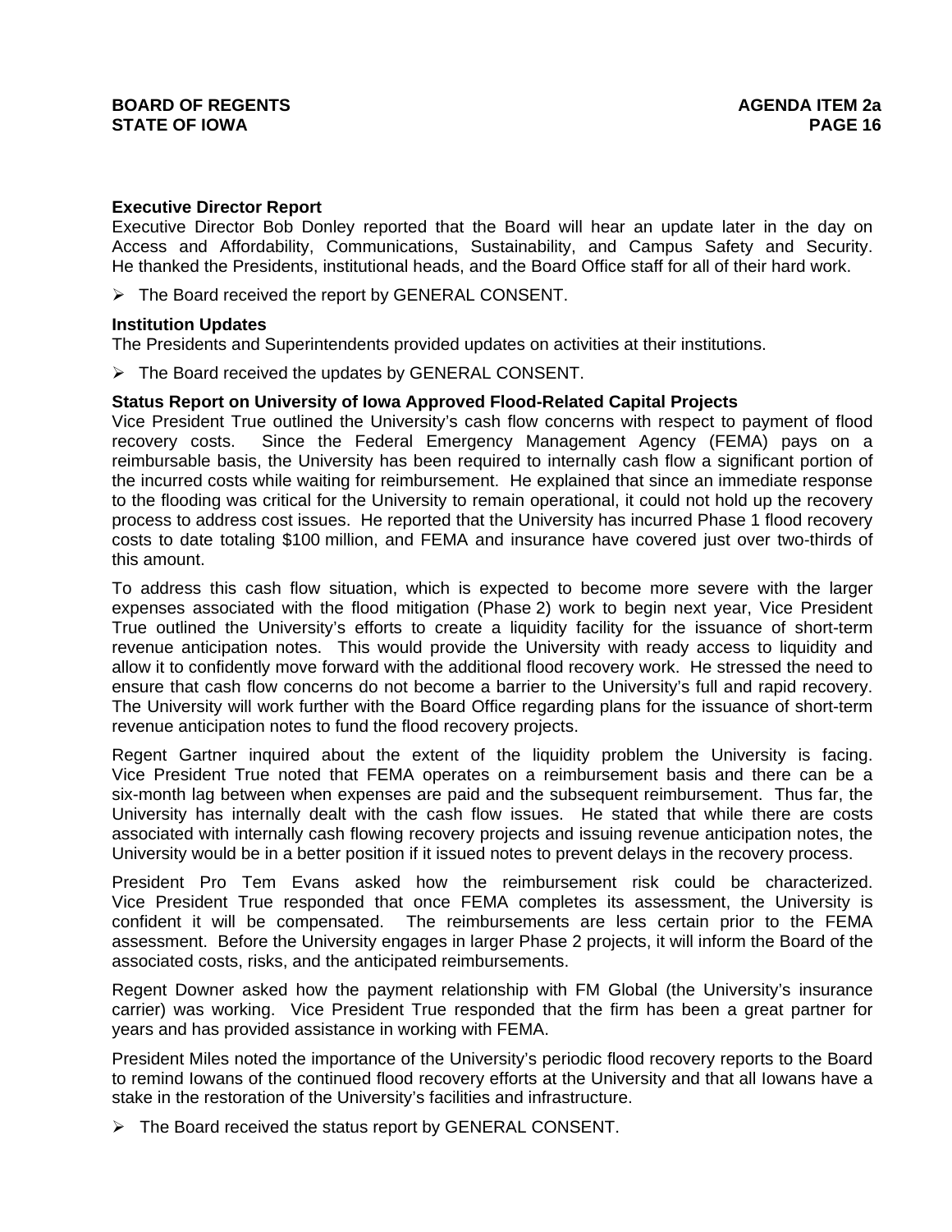**Executive Director Report**

Executive Director Bob Donley reported that the Board will hear an update later in the day on Access and Affordability, Communications, Sustainability, and Campus Safety and Security. He thanked the Presidents, institutional heads, and the Board Office staff for all of their hard work.

- The Board received the report by GENERAL CONSENT.

**Institution Updates**

The Presidents and Superintendents provided updates on activities at their institutions.

- The Board received the updates by GENERAL CONSENT.

**Status Report on University of Iowa Approved Flood-Related Capital Projects**

Vice President True outlined the University's cash flow concerns with respect to payment of flood recovery costs. Since the Federal Emergency Management Agency (FEMA) pays on a reimbursable basis, the University has been required to internally cash flow a significant portion of the incurred costs while waiting for reimbursement. He explained that since an immediate response to the flooding was critical for the University to remain operational, it could not hold up the recovery process to address cost issues. He reported that the University has incurred Phase 1 flood recovery costs to date totaling \$100 million, and FEMA and insurance have covered just over two-thirds of this amount.

To address this cash flow situation, which is expected to become more severe with the larger expenses associated with the flood mitigation (Phase 2) work to begin next year, Vice President True outlined the University's efforts to create a liquidity facility for the issuance of short-term revenue anticipation notes. This would provide the University with ready access to liquidity and allow it to confidently move forward with the additional flood recovery work. He stressed the need to ensure that cash flow concerns do not become a barrier to the University's full and rapid recovery. The University will work further with the Board Office regarding plans for the issuance of short-term revenue anticipation notes to fund the flood recovery projects.

Regent Gartner inquired about the extent of the liquidity problem the University is facing. Vice President True noted that FEMA operates on a reimbursement basis and there can be a six-month lag between when expenses are paid and the subsequent reimbursement. Thus far, the University has internally dealt with the cash flow issues. He stated that while there are costs associated with internally cash flowing recovery projects and issuing revenue anticipation notes, the University would be in a better position if it issued notes to prevent delays in the recovery process.

President Pro Tem Evans asked how the reimbursement risk could be characterized. Vice President True responded that once FEMA completes its assessment, the University is confident it will be compensated. The reimbursements are less certain prior to the FEMA assessment. Before the University engages in larger Phase 2 projects, it will inform the Board of the associated costs, risks, and the anticipated reimbursements.

Regent Downer asked how the payment relationship with FM Global (the University's insurance carrier) was working. Vice President True responded that the firm has been a great partner for years and has provided assistance in working with FEMA.

President Miles noted the importance of the University's periodic flood recovery reports to the Board to remind Iowans of the continued flood recovery efforts at the University and that all Iowans have a stake in the restoration of the University's facilities and infrastructure.

- The Board received the status report by GENERAL CONSENT.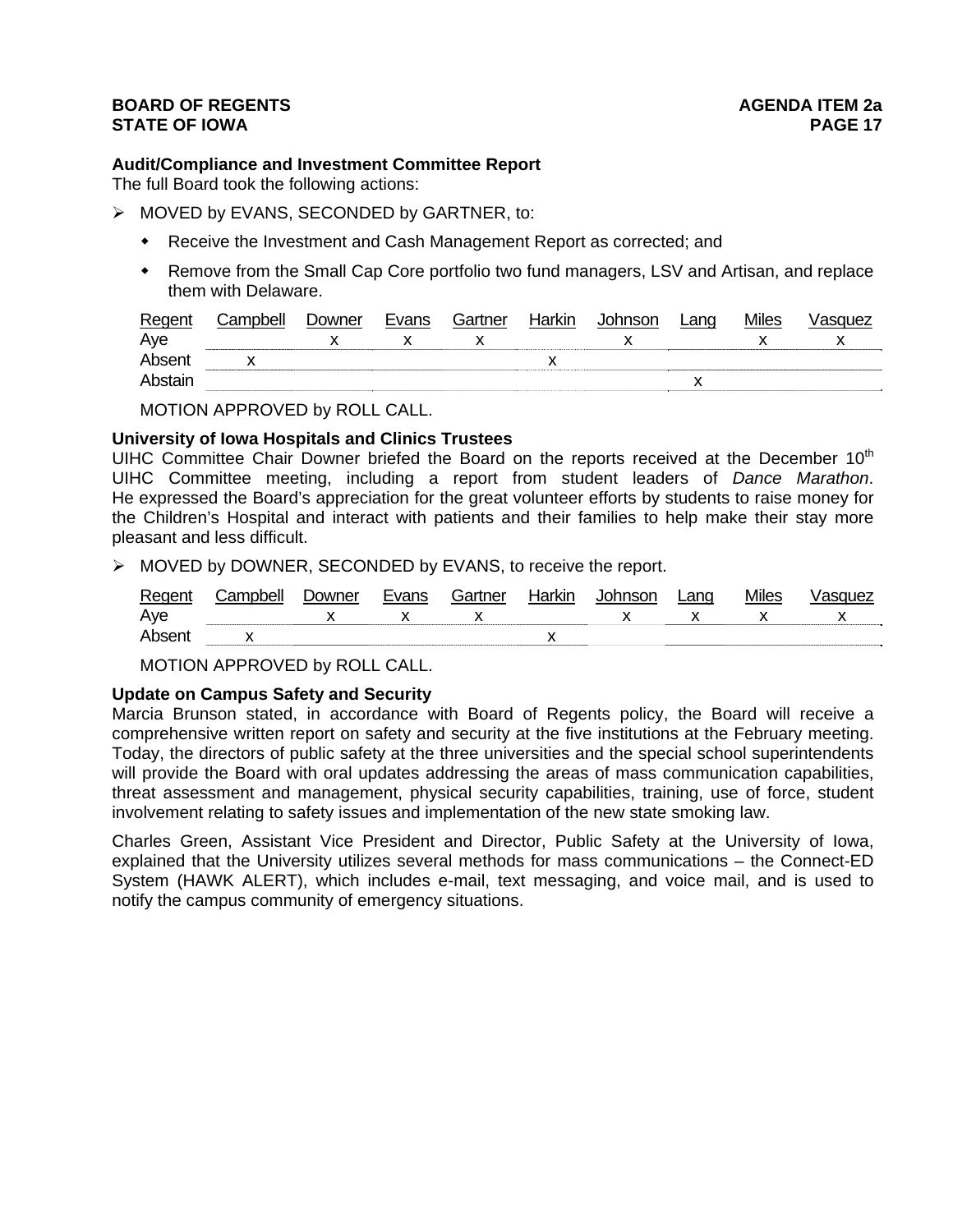**Audit/Compliance and Investment Committee Report**
The full Board took the following actions:

- MOVED by EVANS, SECONDED by GARTNER, to:
  - Receive the Investment and Cash Management Report as corrected; and
  - Remove from the Small Cap Core portfolio two fund managers, LSV and Artisan, and replace them with Delaware.

| Regent | Campbell | Downer | Evans | Gartner | Harkin | Johnson | Lang | Miles | Vasquez |
|---|---|---|---|---|---|---|---|---|---|
| Aye | | x | x | x | | x | | x | x |
| Absent | x | | | | x | | | | |
| Abstain | | | | | | | x | | |

MOTION APPROVED by ROLL CALL.

**University of Iowa Hospitals and Clinics Trustees**
UIHC Committee Chair Downer briefed the Board on the reports received at the December 10th UIHC Committee meeting, including a report from student leaders of *Dance Marathon*. He expressed the Board's appreciation for the great volunteer efforts by students to raise money for the Children's Hospital and interact with patients and their families to help make their stay more pleasant and less difficult.

- MOVED by DOWNER, SECONDED by EVANS, to receive the report.

| Regent | Campbell | Downer | Evans | Gartner | Harkin | Johnson | Lang | Miles | Vasquez |
|---|---|---|---|---|---|---|---|---|---|
| Aye | | x | x | x | | x | x | x | x |
| Absent | x | | | | x | | | | |

MOTION APPROVED by ROLL CALL.

**Update on Campus Safety and Security**
Marcia Brunson stated, in accordance with Board of Regents policy, the Board will receive a comprehensive written report on safety and security at the five institutions at the February meeting. Today, the directors of public safety at the three universities and the special school superintendents will provide the Board with oral updates addressing the areas of mass communication capabilities, threat assessment and management, physical security capabilities, training, use of force, student involvement relating to safety issues and implementation of the new state smoking law.

Charles Green, Assistant Vice President and Director, Public Safety at the University of Iowa, explained that the University utilizes several methods for mass communications – the Connect-ED System (HAWK ALERT), which includes e-mail, text messaging, and voice mail, and is used to notify the campus community of emergency situations.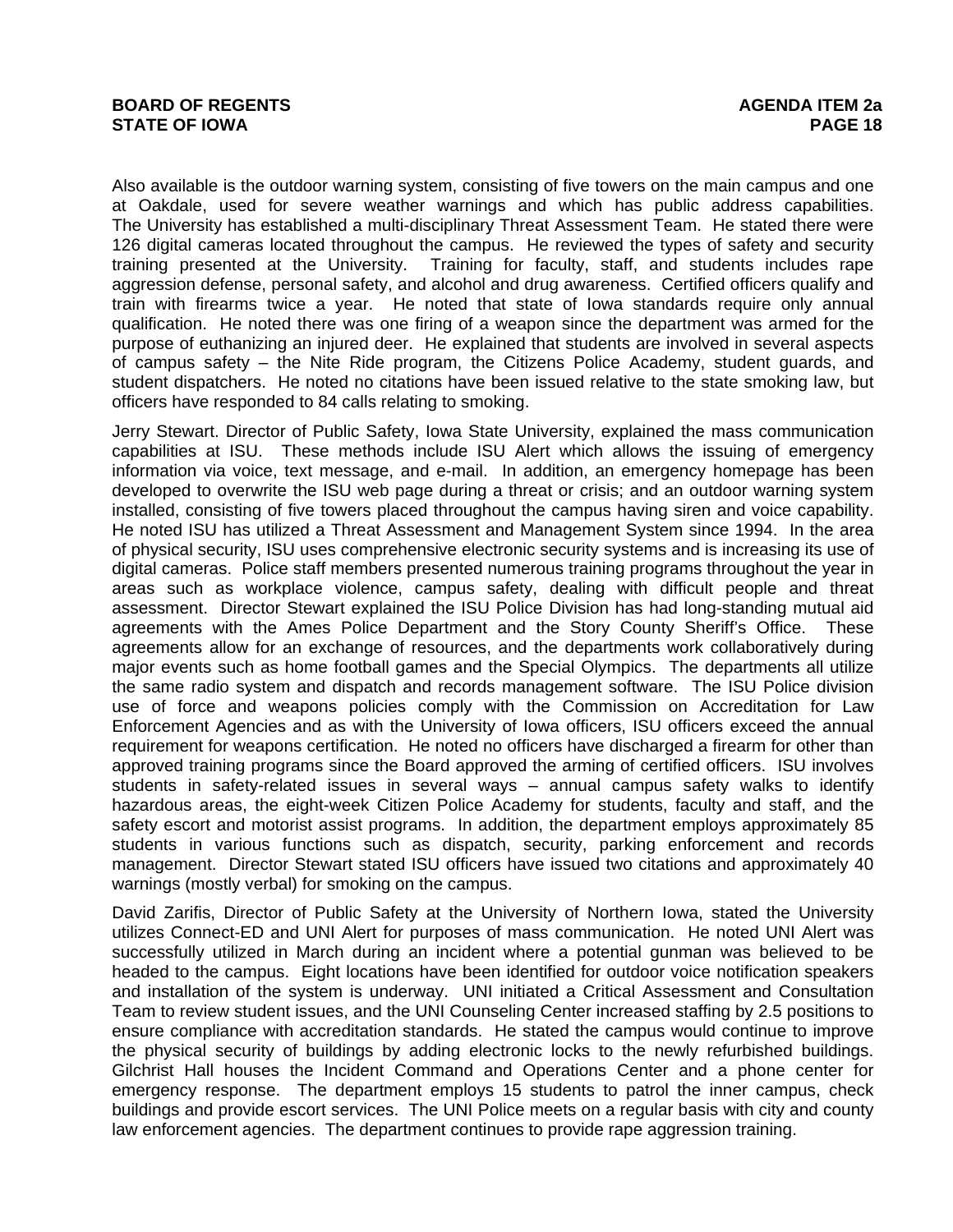Also available is the outdoor warning system, consisting of five towers on the main campus and one at Oakdale, used for severe weather warnings and which has public address capabilities. The University has established a multi-disciplinary Threat Assessment Team. He stated there were 126 digital cameras located throughout the campus. He reviewed the types of safety and security training presented at the University. Training for faculty, staff, and students includes rape aggression defense, personal safety, and alcohol and drug awareness. Certified officers qualify and train with firearms twice a year. He noted that state of Iowa standards require only annual qualification. He noted there was one firing of a weapon since the department was armed for the purpose of euthanizing an injured deer. He explained that students are involved in several aspects of campus safety – the Nite Ride program, the Citizens Police Academy, student guards, and student dispatchers. He noted no citations have been issued relative to the state smoking law, but officers have responded to 84 calls relating to smoking.

Jerry Stewart. Director of Public Safety, Iowa State University, explained the mass communication capabilities at ISU. These methods include ISU Alert which allows the issuing of emergency information via voice, text message, and e-mail. In addition, an emergency homepage has been developed to overwrite the ISU web page during a threat or crisis; and an outdoor warning system installed, consisting of five towers placed throughout the campus having siren and voice capability. He noted ISU has utilized a Threat Assessment and Management System since 1994. In the area of physical security, ISU uses comprehensive electronic security systems and is increasing its use of digital cameras. Police staff members presented numerous training programs throughout the year in areas such as workplace violence, campus safety, dealing with difficult people and threat assessment. Director Stewart explained the ISU Police Division has had long-standing mutual aid agreements with the Ames Police Department and the Story County Sheriff's Office. These agreements allow for an exchange of resources, and the departments work collaboratively during major events such as home football games and the Special Olympics. The departments all utilize the same radio system and dispatch and records management software. The ISU Police division use of force and weapons policies comply with the Commission on Accreditation for Law Enforcement Agencies and as with the University of Iowa officers, ISU officers exceed the annual requirement for weapons certification. He noted no officers have discharged a firearm for other than approved training programs since the Board approved the arming of certified officers. ISU involves students in safety-related issues in several ways – annual campus safety walks to identify hazardous areas, the eight-week Citizen Police Academy for students, faculty and staff, and the safety escort and motorist assist programs. In addition, the department employs approximately 85 students in various functions such as dispatch, security, parking enforcement and records management. Director Stewart stated ISU officers have issued two citations and approximately 40 warnings (mostly verbal) for smoking on the campus.

David Zarifis, Director of Public Safety at the University of Northern Iowa, stated the University utilizes Connect-ED and UNI Alert for purposes of mass communication. He noted UNI Alert was successfully utilized in March during an incident where a potential gunman was believed to be headed to the campus. Eight locations have been identified for outdoor voice notification speakers and installation of the system is underway. UNI initiated a Critical Assessment and Consultation Team to review student issues, and the UNI Counseling Center increased staffing by 2.5 positions to ensure compliance with accreditation standards. He stated the campus would continue to improve the physical security of buildings by adding electronic locks to the newly refurbished buildings. Gilchrist Hall houses the Incident Command and Operations Center and a phone center for emergency response. The department employs 15 students to patrol the inner campus, check buildings and provide escort services. The UNI Police meets on a regular basis with city and county law enforcement agencies. The department continues to provide rape aggression training.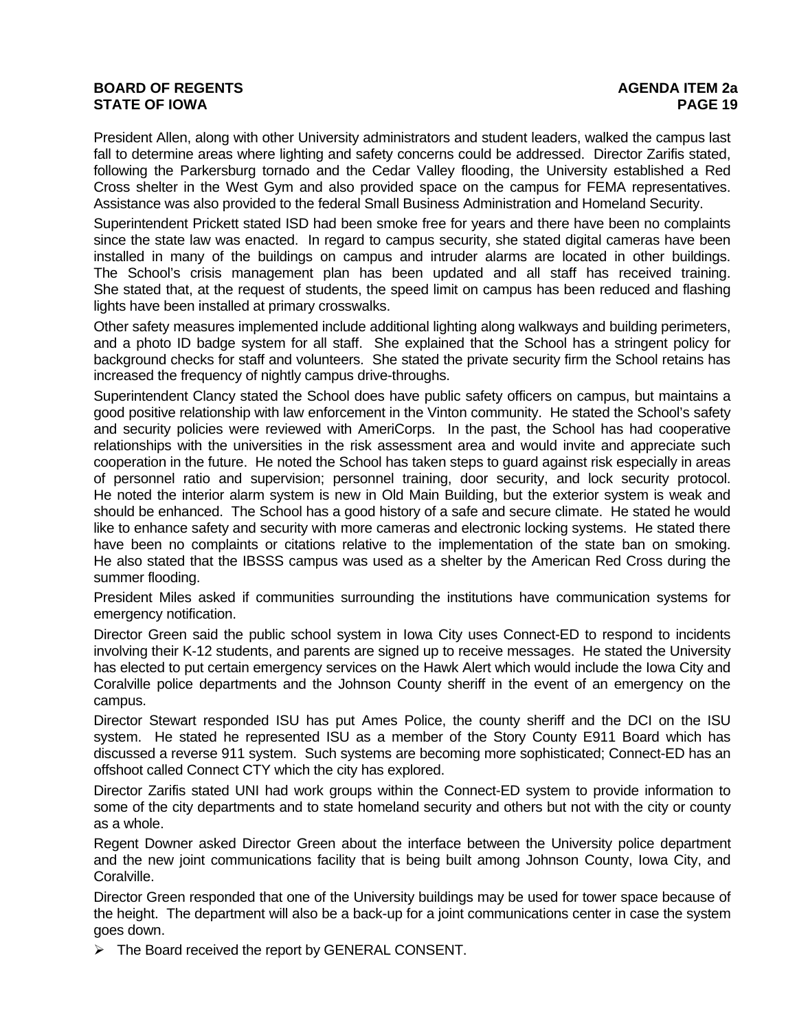President Allen, along with other University administrators and student leaders, walked the campus last fall to determine areas where lighting and safety concerns could be addressed. Director Zarifis stated, following the Parkersburg tornado and the Cedar Valley flooding, the University established a Red Cross shelter in the West Gym and also provided space on the campus for FEMA representatives. Assistance was also provided to the federal Small Business Administration and Homeland Security.

Superintendent Prickett stated ISD had been smoke free for years and there have been no complaints since the state law was enacted. In regard to campus security, she stated digital cameras have been installed in many of the buildings on campus and intruder alarms are located in other buildings. The School's crisis management plan has been updated and all staff has received training. She stated that, at the request of students, the speed limit on campus has been reduced and flashing lights have been installed at primary crosswalks.

Other safety measures implemented include additional lighting along walkways and building perimeters, and a photo ID badge system for all staff. She explained that the School has a stringent policy for background checks for staff and volunteers. She stated the private security firm the School retains has increased the frequency of nightly campus drive-throughs.

Superintendent Clancy stated the School does have public safety officers on campus, but maintains a good positive relationship with law enforcement in the Vinton community. He stated the School's safety and security policies were reviewed with AmeriCorps. In the past, the School has had cooperative relationships with the universities in the risk assessment area and would invite and appreciate such cooperation in the future. He noted the School has taken steps to guard against risk especially in areas of personnel ratio and supervision; personnel training, door security, and lock security protocol. He noted the interior alarm system is new in Old Main Building, but the exterior system is weak and should be enhanced. The School has a good history of a safe and secure climate. He stated he would like to enhance safety and security with more cameras and electronic locking systems. He stated there have been no complaints or citations relative to the implementation of the state ban on smoking. He also stated that the IBSSS campus was used as a shelter by the American Red Cross during the summer flooding.

President Miles asked if communities surrounding the institutions have communication systems for emergency notification.

Director Green said the public school system in Iowa City uses Connect-ED to respond to incidents involving their K-12 students, and parents are signed up to receive messages. He stated the University has elected to put certain emergency services on the Hawk Alert which would include the Iowa City and Coralville police departments and the Johnson County sheriff in the event of an emergency on the campus.

Director Stewart responded ISU has put Ames Police, the county sheriff and the DCI on the ISU system. He stated he represented ISU as a member of the Story County E911 Board which has discussed a reverse 911 system. Such systems are becoming more sophisticated; Connect-ED has an offshoot called Connect CTY which the city has explored.

Director Zarifis stated UNI had work groups within the Connect-ED system to provide information to some of the city departments and to state homeland security and others but not with the city or county as a whole.

Regent Downer asked Director Green about the interface between the University police department and the new joint communications facility that is being built among Johnson County, Iowa City, and Coralville.

Director Green responded that one of the University buildings may be used for tower space because of the height. The department will also be a back-up for a joint communications center in case the system goes down.

- The Board received the report by GENERAL CONSENT.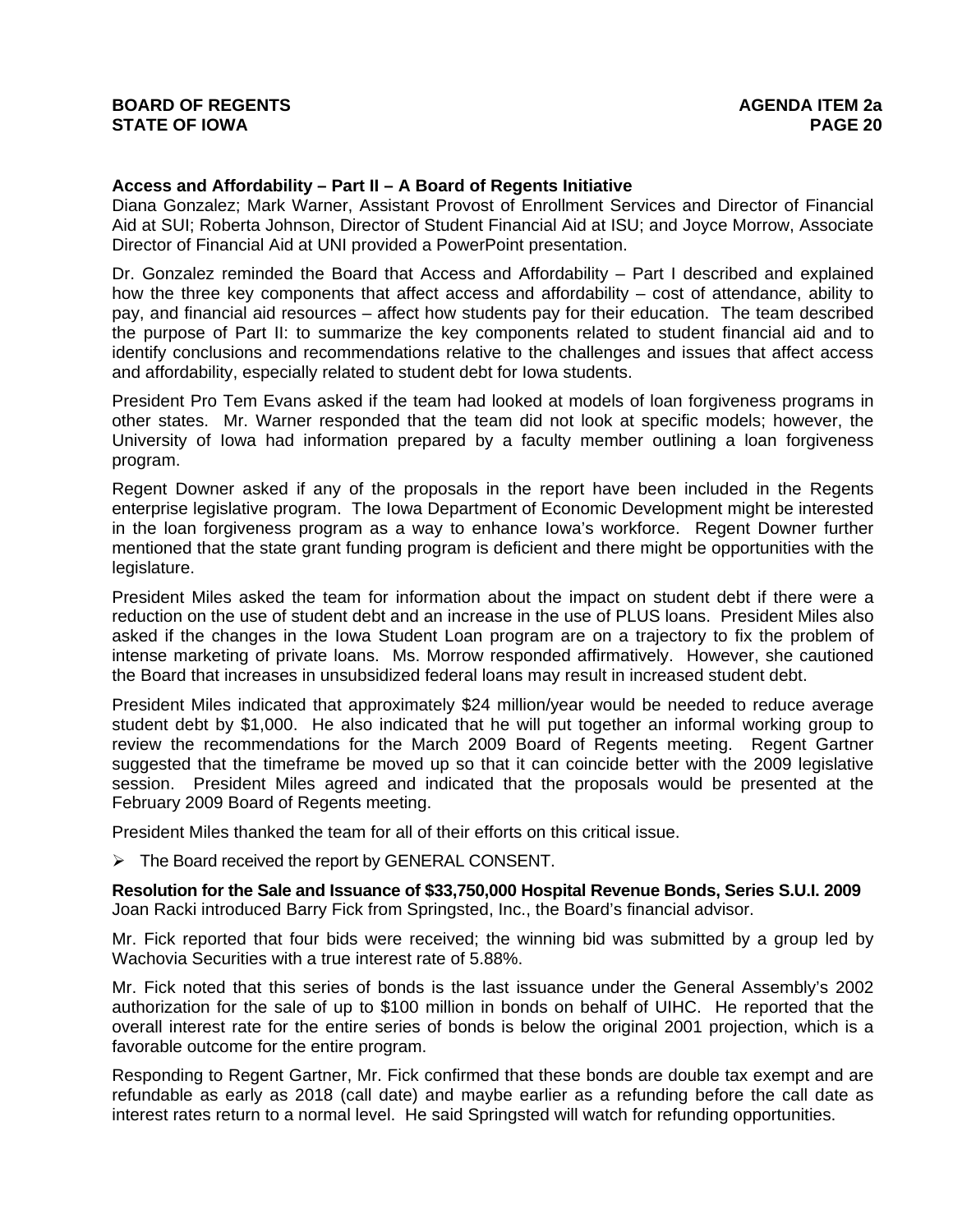**Access and Affordability – Part II – A Board of Regents Initiative**
Diana Gonzalez; Mark Warner, Assistant Provost of Enrollment Services and Director of Financial Aid at SUI; Roberta Johnson, Director of Student Financial Aid at ISU; and Joyce Morrow, Associate Director of Financial Aid at UNI provided a PowerPoint presentation.

Dr. Gonzalez reminded the Board that Access and Affordability – Part I described and explained how the three key components that affect access and affordability – cost of attendance, ability to pay, and financial aid resources – affect how students pay for their education. The team described the purpose of Part II: to summarize the key components related to student financial aid and to identify conclusions and recommendations relative to the challenges and issues that affect access and affordability, especially related to student debt for Iowa students.

President Pro Tem Evans asked if the team had looked at models of loan forgiveness programs in other states. Mr. Warner responded that the team did not look at specific models; however, the University of Iowa had information prepared by a faculty member outlining a loan forgiveness program.

Regent Downer asked if any of the proposals in the report have been included in the Regents enterprise legislative program. The Iowa Department of Economic Development might be interested in the loan forgiveness program as a way to enhance Iowa's workforce. Regent Downer further mentioned that the state grant funding program is deficient and there might be opportunities with the legislature.

President Miles asked the team for information about the impact on student debt if there were a reduction on the use of student debt and an increase in the use of PLUS loans. President Miles also asked if the changes in the Iowa Student Loan program are on a trajectory to fix the problem of intense marketing of private loans. Ms. Morrow responded affirmatively. However, she cautioned the Board that increases in unsubsidized federal loans may result in increased student debt.

President Miles indicated that approximately $24 million/year would be needed to reduce average student debt by $1,000. He also indicated that he will put together an informal working group to review the recommendations for the March 2009 Board of Regents meeting. Regent Gartner suggested that the timeframe be moved up so that it can coincide better with the 2009 legislative session. President Miles agreed and indicated that the proposals would be presented at the February 2009 Board of Regents meeting.

President Miles thanked the team for all of their efforts on this critical issue.

- The Board received the report by GENERAL CONSENT.

**Resolution for the Sale and Issuance of $33,750,000 Hospital Revenue Bonds, Series S.U.I. 2009**
Joan Racki introduced Barry Fick from Springsted, Inc., the Board's financial advisor.

Mr. Fick reported that four bids were received; the winning bid was submitted by a group led by Wachovia Securities with a true interest rate of 5.88%.

Mr. Fick noted that this series of bonds is the last issuance under the General Assembly's 2002 authorization for the sale of up to $100 million in bonds on behalf of UIHC. He reported that the overall interest rate for the entire series of bonds is below the original 2001 projection, which is a favorable outcome for the entire program.

Responding to Regent Gartner, Mr. Fick confirmed that these bonds are double tax exempt and are refundable as early as 2018 (call date) and maybe earlier as a refunding before the call date as interest rates return to a normal level. He said Springsted will watch for refunding opportunities.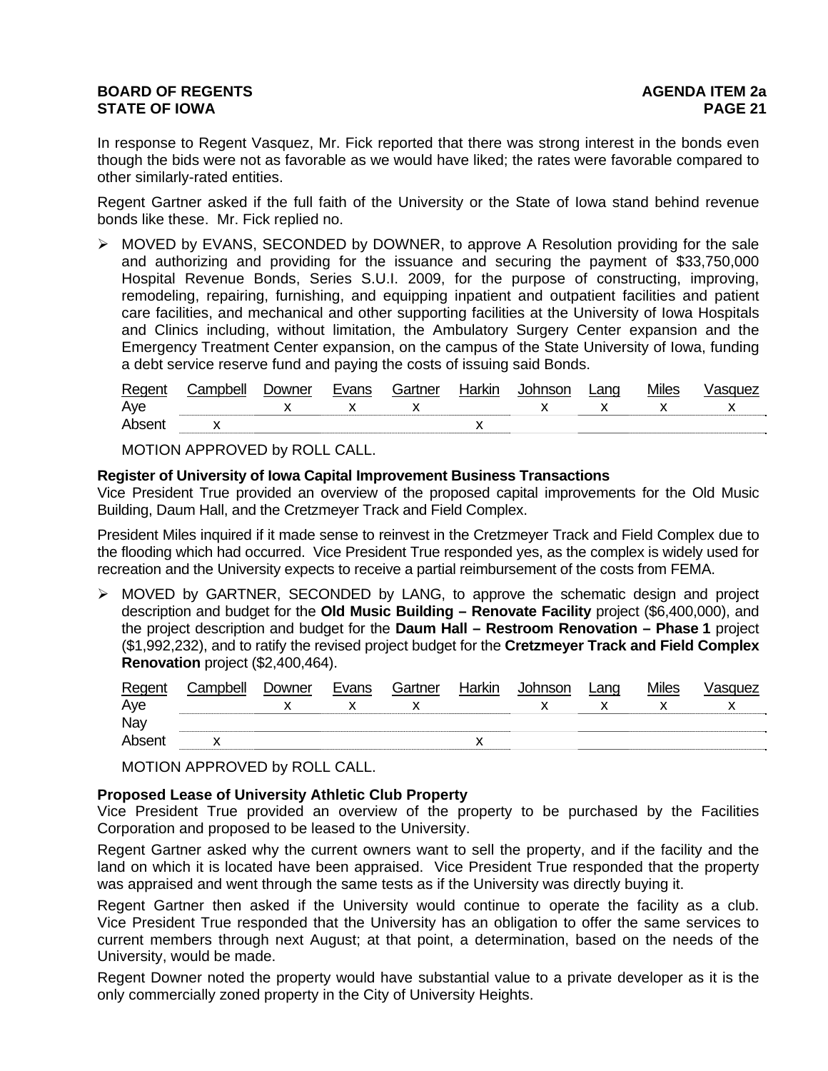In response to Regent Vasquez, Mr. Fick reported that there was strong interest in the bonds even though the bids were not as favorable as we would have liked; the rates were favorable compared to other similarly-rated entities.

Regent Gartner asked if the full faith of the University or the State of Iowa stand behind revenue bonds like these. Mr. Fick replied no.

- MOVED by EVANS, SECONDED by DOWNER, to approve A Resolution providing for the sale and authorizing and providing for the issuance and securing the payment of $33,750,000 Hospital Revenue Bonds, Series S.U.I. 2009, for the purpose of constructing, improving, remodeling, repairing, furnishing, and equipping inpatient and outpatient facilities and patient care facilities, and mechanical and other supporting facilities at the University of Iowa Hospitals and Clinics including, without limitation, the Ambulatory Surgery Center expansion and the Emergency Treatment Center expansion, on the campus of the State University of Iowa, funding a debt service reserve fund and paying the costs of issuing said Bonds.

| Regent | Campbell | Downer | Evans | Gartner | Harkin | Johnson | Lang | Miles | Vasquez |
|---|---|---|---|---|---|---|---|---|---|
| Aye | | x | x | x | | x | x | x | x |
| Absent | x | | | | x | | | | |

MOTION APPROVED by ROLL CALL.

**Register of University of Iowa Capital Improvement Business Transactions**
Vice President True provided an overview of the proposed capital improvements for the Old Music Building, Daum Hall, and the Cretzmeyer Track and Field Complex.

President Miles inquired if it made sense to reinvest in the Cretzmeyer Track and Field Complex due to the flooding which had occurred. Vice President True responded yes, as the complex is widely used for recreation and the University expects to receive a partial reimbursement of the costs from FEMA.

- MOVED by GARTNER, SECONDED by LANG, to approve the schematic design and project description and budget for the **Old Music Building – Renovate Facility** project ($6,400,000), and the project description and budget for the **Daum Hall – Restroom Renovation – Phase 1** project ($1,992,232), and to ratify the revised project budget for the **Cretzmeyer Track and Field Complex Renovation** project ($2,400,464).

| Regent | Campbell | Downer | Evans | Gartner | Harkin | Johnson | Lang | Miles | Vasquez |
|---|---|---|---|---|---|---|---|---|---|
| Aye | | x | x | x | | x | x | x | x |
| Nay | | | | | | | | | |
| Absent | x | | | | x | | | | |

MOTION APPROVED by ROLL CALL.

**Proposed Lease of University Athletic Club Property**
Vice President True provided an overview of the property to be purchased by the Facilities Corporation and proposed to be leased to the University.

Regent Gartner asked why the current owners want to sell the property, and if the facility and the land on which it is located have been appraised. Vice President True responded that the property was appraised and went through the same tests as if the University was directly buying it.

Regent Gartner then asked if the University would continue to operate the facility as a club. Vice President True responded that the University has an obligation to offer the same services to current members through next August; at that point, a determination, based on the needs of the University, would be made.

Regent Downer noted the property would have substantial value to a private developer as it is the only commercially zoned property in the City of University Heights.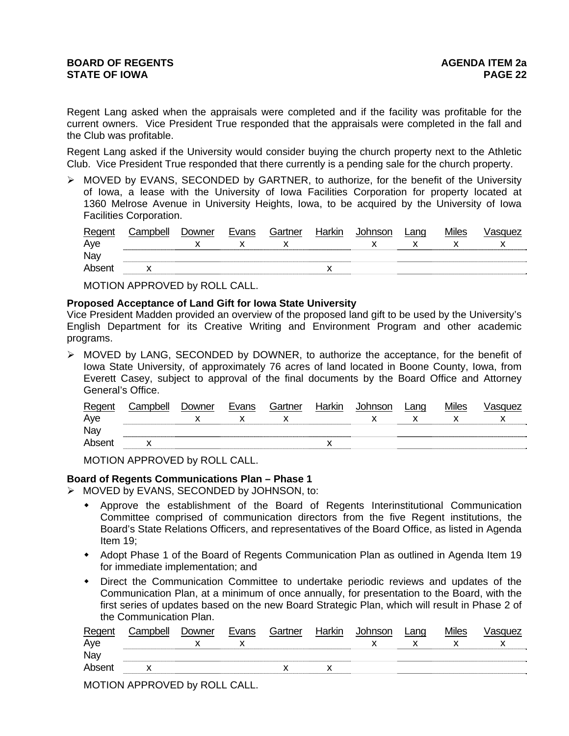Regent Lang asked when the appraisals were completed and if the facility was profitable for the current owners. Vice President True responded that the appraisals were completed in the fall and the Club was profitable.

Regent Lang asked if the University would consider buying the church property next to the Athletic Club. Vice President True responded that there currently is a pending sale for the church property.

- MOVED by EVANS, SECONDED by GARTNER, to authorize, for the benefit of the University of Iowa, a lease with the University of Iowa Facilities Corporation for property located at 1360 Melrose Avenue in University Heights, Iowa, to be acquired by the University of Iowa Facilities Corporation.

| Regent | Campbell | Downer | Evans | Gartner | Harkin | Johnson | Lang | Miles | Vasquez |
|---|---|---|---|---|---|---|---|---|---|
| Aye | | x | x | x | | x | x | x | x |
| Nay | | | | | | | | | |
| Absent | x | | | | x | | | | |

MOTION APPROVED by ROLL CALL.

**Proposed Acceptance of Land Gift for Iowa State University**
Vice President Madden provided an overview of the proposed land gift to be used by the University's English Department for its Creative Writing and Environment Program and other academic programs.

- MOVED by LANG, SECONDED by DOWNER, to authorize the acceptance, for the benefit of Iowa State University, of approximately 76 acres of land located in Boone County, Iowa, from Everett Casey, subject to approval of the final documents by the Board Office and Attorney General's Office.

| Regent | Campbell | Downer | Evans | Gartner | Harkin | Johnson | Lang | Miles | Vasquez |
|---|---|---|---|---|---|---|---|---|---|
| Aye | | x | x | x | | x | x | x | x |
| Nay | | | | | | | | | |
| Absent | x | | | | x | | | | |

MOTION APPROVED by ROLL CALL.

**Board of Regents Communications Plan – Phase 1**

- MOVED by EVANS, SECONDED by JOHNSON, to:
  - Approve the establishment of the Board of Regents Interinstitutional Communication Committee comprised of communication directors from the five Regent institutions, the Board's State Relations Officers, and representatives of the Board Office, as listed in Agenda Item 19;
  - Adopt Phase 1 of the Board of Regents Communication Plan as outlined in Agenda Item 19 for immediate implementation; and
  - Direct the Communication Committee to undertake periodic reviews and updates of the Communication Plan, at a minimum of once annually, for presentation to the Board, with the first series of updates based on the new Board Strategic Plan, which will result in Phase 2 of the Communication Plan.

| Regent | Campbell | Downer | Evans | Gartner | Harkin | Johnson | Lang | Miles | Vasquez |
|---|---|---|---|---|---|---|---|---|---|
| Aye | | x | x | | | x | x | x | x |
| Nay | | | | | | | | | |
| Absent | x | | | x | x | | | | |

MOTION APPROVED by ROLL CALL.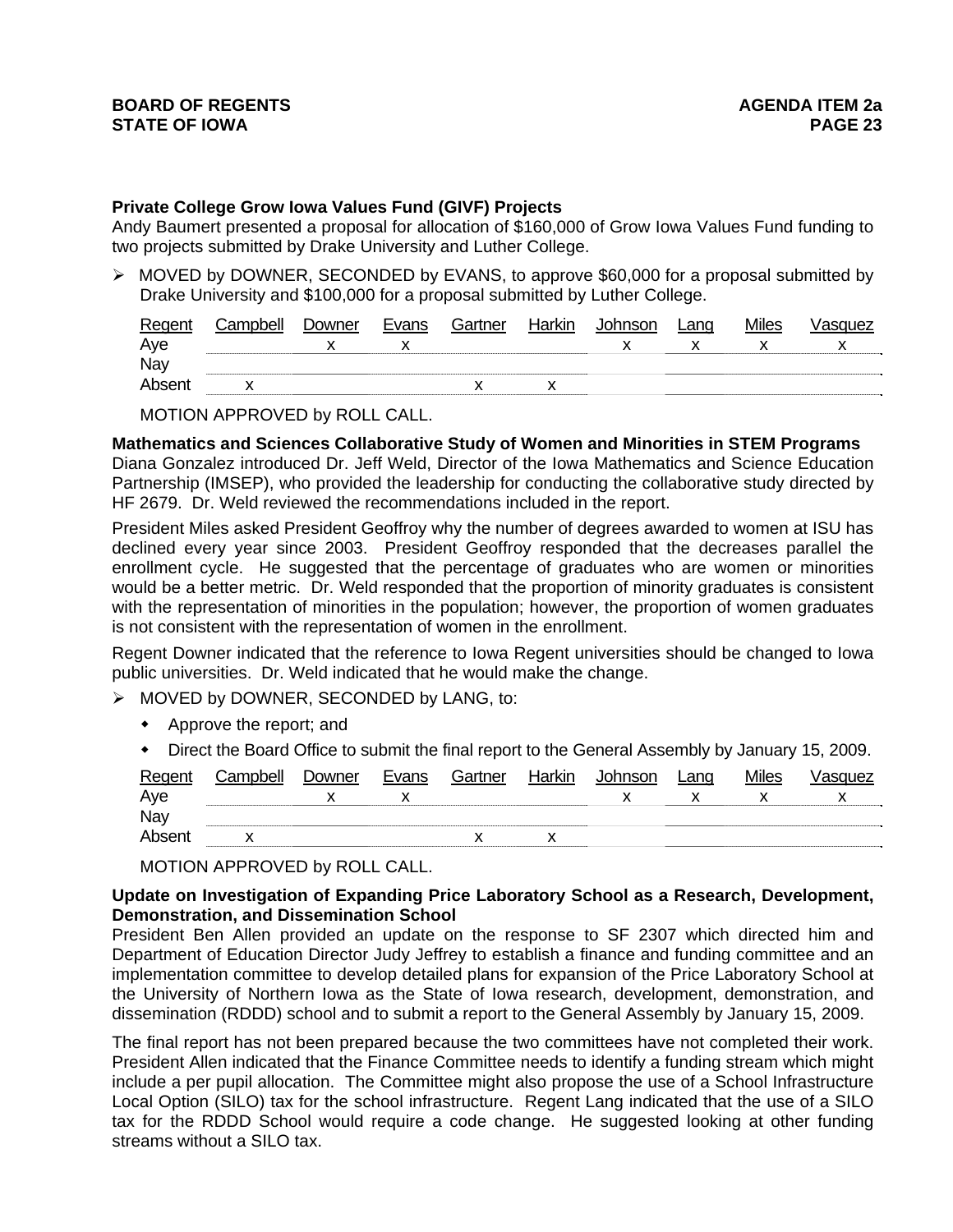**Private College Grow Iowa Values Fund (GIVF) Projects**
Andy Baumert presented a proposal for allocation of $160,000 of Grow Iowa Values Fund funding to two projects submitted by Drake University and Luther College.

➢ MOVED by DOWNER, SECONDED by EVANS, to approve $60,000 for a proposal submitted by Drake University and $100,000 for a proposal submitted by Luther College.

| Regent | Campbell | Downer | Evans | Gartner | Harkin | Johnson | Lang | Miles | Vasquez |
|---|---|---|---|---|---|---|---|---|---|
| Aye | | x | x | | | x | x | x | x |
| Nay | | | | | | | | | |
| Absent | x | | | x | x | | | | |

MOTION APPROVED by ROLL CALL.

**Mathematics and Sciences Collaborative Study of Women and Minorities in STEM Programs**
Diana Gonzalez introduced Dr. Jeff Weld, Director of the Iowa Mathematics and Science Education Partnership (IMSEP), who provided the leadership for conducting the collaborative study directed by HF 2679. Dr. Weld reviewed the recommendations included in the report.

President Miles asked President Geoffroy why the number of degrees awarded to women at ISU has declined every year since 2003. President Geoffroy responded that the decreases parallel the enrollment cycle. He suggested that the percentage of graduates who are women or minorities would be a better metric. Dr. Weld responded that the proportion of minority graduates is consistent with the representation of minorities in the population; however, the proportion of women graduates is not consistent with the representation of women in the enrollment.

Regent Downer indicated that the reference to Iowa Regent universities should be changed to Iowa public universities. Dr. Weld indicated that he would make the change.

➢ MOVED by DOWNER, SECONDED by LANG, to:

- Approve the report; and
- Direct the Board Office to submit the final report to the General Assembly by January 15, 2009.

| Regent | Campbell | Downer | Evans | Gartner | Harkin | Johnson | Lang | Miles | Vasquez |
|---|---|---|---|---|---|---|---|---|---|
| Aye | | x | x | | | x | x | x | x |
| Nay | | | | | | | | | |
| Absent | x | | | x | x | | | | |

MOTION APPROVED by ROLL CALL.

**Update on Investigation of Expanding Price Laboratory School as a Research, Development, Demonstration, and Dissemination School**
President Ben Allen provided an update on the response to SF 2307 which directed him and Department of Education Director Judy Jeffrey to establish a finance and funding committee and an implementation committee to develop detailed plans for expansion of the Price Laboratory School at the University of Northern Iowa as the State of Iowa research, development, demonstration, and dissemination (RDDD) school and to submit a report to the General Assembly by January 15, 2009.

The final report has not been prepared because the two committees have not completed their work. President Allen indicated that the Finance Committee needs to identify a funding stream which might include a per pupil allocation. The Committee might also propose the use of a School Infrastructure Local Option (SILO) tax for the school infrastructure. Regent Lang indicated that the use of a SILO tax for the RDDD School would require a code change. He suggested looking at other funding streams without a SILO tax.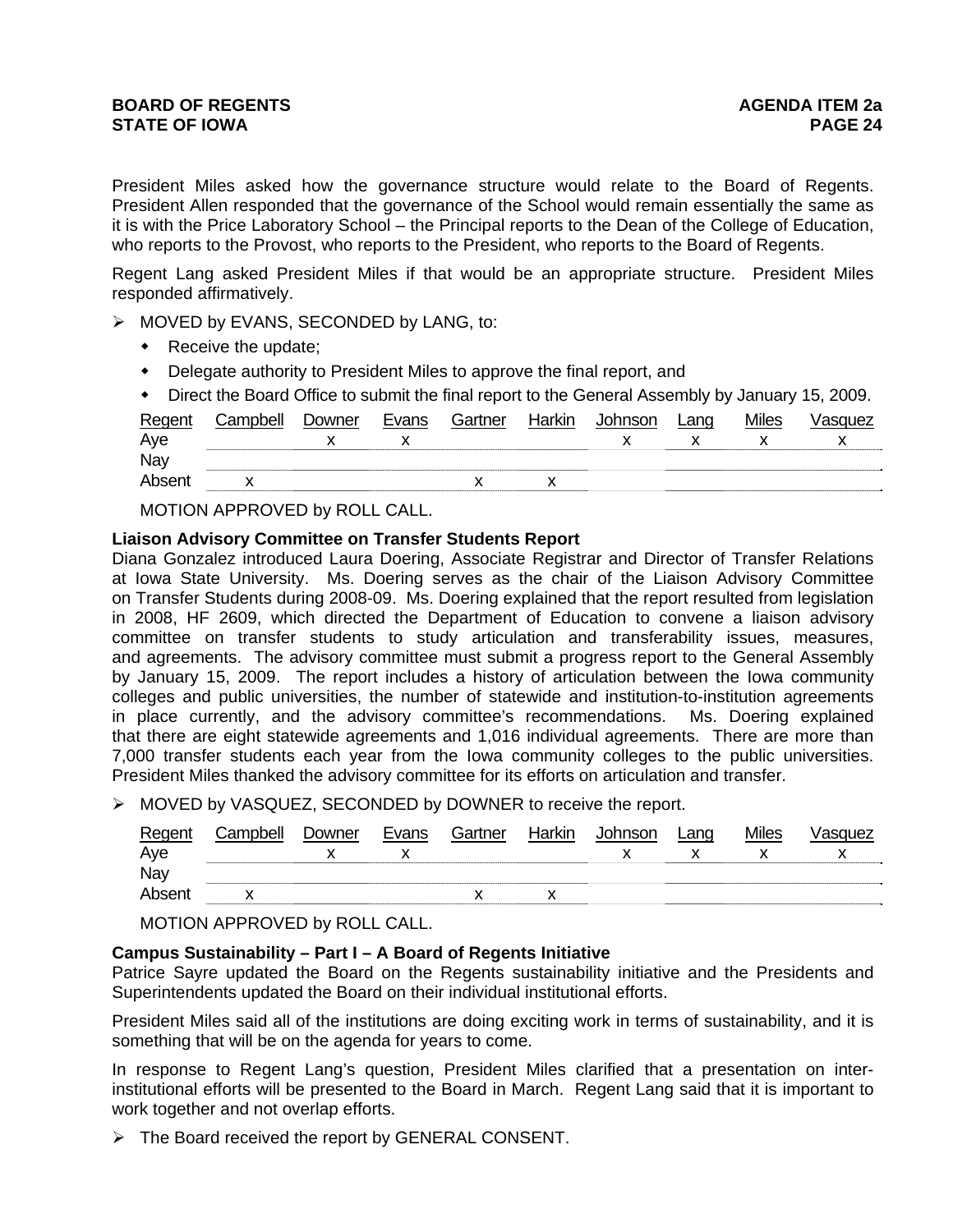President Miles asked how the governance structure would relate to the Board of Regents. President Allen responded that the governance of the School would remain essentially the same as it is with the Price Laboratory School – the Principal reports to the Dean of the College of Education, who reports to the Provost, who reports to the President, who reports to the Board of Regents.

Regent Lang asked President Miles if that would be an appropriate structure. President Miles responded affirmatively.

- MOVED by EVANS, SECONDED by LANG, to:
  - Receive the update;
  - Delegate authority to President Miles to approve the final report, and
  - Direct the Board Office to submit the final report to the General Assembly by January 15, 2009.

| Regent | Campbell | Downer | Evans | Gartner | Harkin | Johnson | Lang | Miles | Vasquez |
|---|---|---|---|---|---|---|---|---|---|
| Aye | | x | x | | | x | x | x | x |
| Nay | | | | | | | | | |
| Absent | x | | | x | x | | | | |

MOTION APPROVED by ROLL CALL.

**Liaison Advisory Committee on Transfer Students Report**

Diana Gonzalez introduced Laura Doering, Associate Registrar and Director of Transfer Relations at Iowa State University. Ms. Doering serves as the chair of the Liaison Advisory Committee on Transfer Students during 2008-09. Ms. Doering explained that the report resulted from legislation in 2008, HF 2609, which directed the Department of Education to convene a liaison advisory committee on transfer students to study articulation and transferability issues, measures, and agreements. The advisory committee must submit a progress report to the General Assembly by January 15, 2009. The report includes a history of articulation between the Iowa community colleges and public universities, the number of statewide and institution-to-institution agreements in place currently, and the advisory committee's recommendations. Ms. Doering explained that there are eight statewide agreements and 1,016 individual agreements. There are more than 7,000 transfer students each year from the Iowa community colleges to the public universities. President Miles thanked the advisory committee for its efforts on articulation and transfer.

- MOVED by VASQUEZ, SECONDED by DOWNER to receive the report.

| Regent | Campbell | Downer | Evans | Gartner | Harkin | Johnson | Lang | Miles | Vasquez |
|---|---|---|---|---|---|---|---|---|---|
| Aye | | x | x | | | x | x | x | x |
| Nay | | | | | | | | | |
| Absent | x | | | x | x | | | | |

MOTION APPROVED by ROLL CALL.

**Campus Sustainability – Part I – A Board of Regents Initiative**

Patrice Sayre updated the Board on the Regents sustainability initiative and the Presidents and Superintendents updated the Board on their individual institutional efforts.

President Miles said all of the institutions are doing exciting work in terms of sustainability, and it is something that will be on the agenda for years to come.

In response to Regent Lang's question, President Miles clarified that a presentation on inter-institutional efforts will be presented to the Board in March. Regent Lang said that it is important to work together and not overlap efforts.

- The Board received the report by GENERAL CONSENT.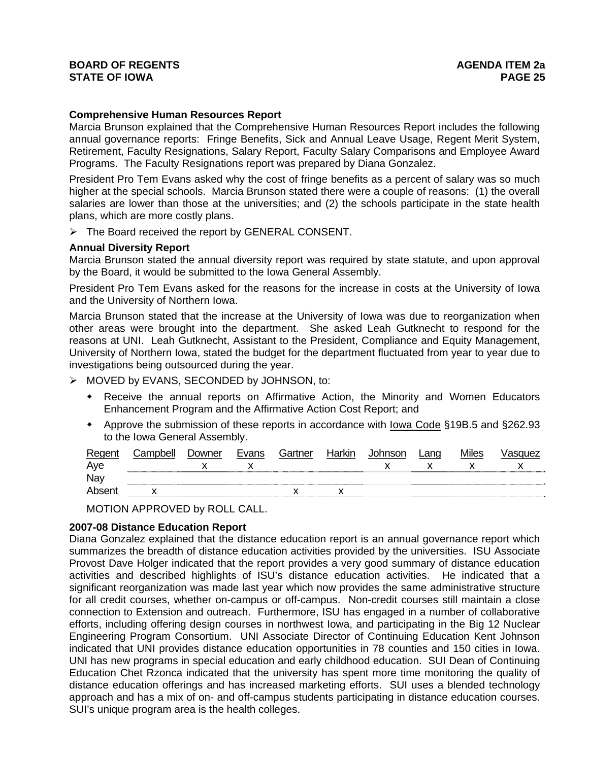**Comprehensive Human Resources Report**

Marcia Brunson explained that the Comprehensive Human Resources Report includes the following annual governance reports: Fringe Benefits, Sick and Annual Leave Usage, Regent Merit System, Retirement, Faculty Resignations, Salary Report, Faculty Salary Comparisons and Employee Award Programs. The Faculty Resignations report was prepared by Diana Gonzalez.

President Pro Tem Evans asked why the cost of fringe benefits as a percent of salary was so much higher at the special schools. Marcia Brunson stated there were a couple of reasons: (1) the overall salaries are lower than those at the universities; and (2) the schools participate in the state health plans, which are more costly plans.

- The Board received the report by GENERAL CONSENT.

**Annual Diversity Report**

Marcia Brunson stated the annual diversity report was required by state statute, and upon approval by the Board, it would be submitted to the Iowa General Assembly.

President Pro Tem Evans asked for the reasons for the increase in costs at the University of Iowa and the University of Northern Iowa.

Marcia Brunson stated that the increase at the University of Iowa was due to reorganization when other areas were brought into the department. She asked Leah Gutknecht to respond for the reasons at UNI. Leah Gutknecht, Assistant to the President, Compliance and Equity Management, University of Northern Iowa, stated the budget for the department fluctuated from year to year due to investigations being outsourced during the year.

- MOVED by EVANS, SECONDED by JOHNSON, to:
  - Receive the annual reports on Affirmative Action, the Minority and Women Educators Enhancement Program and the Affirmative Action Cost Report; and
  - Approve the submission of these reports in accordance with Iowa Code §19B.5 and §262.93 to the Iowa General Assembly.

| Regent | Campbell | Downer | Evans | Gartner | Harkin | Johnson | Lang | Miles | Vasquez |
|---|---|---|---|---|---|---|---|---|---|
| Aye | | x | x | | | x | x | x | x |
| Nay | | | | | | | | | |
| Absent | x | | | x | x | | | | |

MOTION APPROVED by ROLL CALL.

**2007-08 Distance Education Report**

Diana Gonzalez explained that the distance education report is an annual governance report which summarizes the breadth of distance education activities provided by the universities. ISU Associate Provost Dave Holger indicated that the report provides a very good summary of distance education activities and described highlights of ISU's distance education activities. He indicated that a significant reorganization was made last year which now provides the same administrative structure for all credit courses, whether on-campus or off-campus. Non-credit courses still maintain a close connection to Extension and outreach. Furthermore, ISU has engaged in a number of collaborative efforts, including offering design courses in northwest Iowa, and participating in the Big 12 Nuclear Engineering Program Consortium. UNI Associate Director of Continuing Education Kent Johnson indicated that UNI provides distance education opportunities in 78 counties and 150 cities in Iowa. UNI has new programs in special education and early childhood education. SUI Dean of Continuing Education Chet Rzonca indicated that the university has spent more time monitoring the quality of distance education offerings and has increased marketing efforts. SUI uses a blended technology approach and has a mix of on- and off-campus students participating in distance education courses. SUI's unique program area is the health colleges.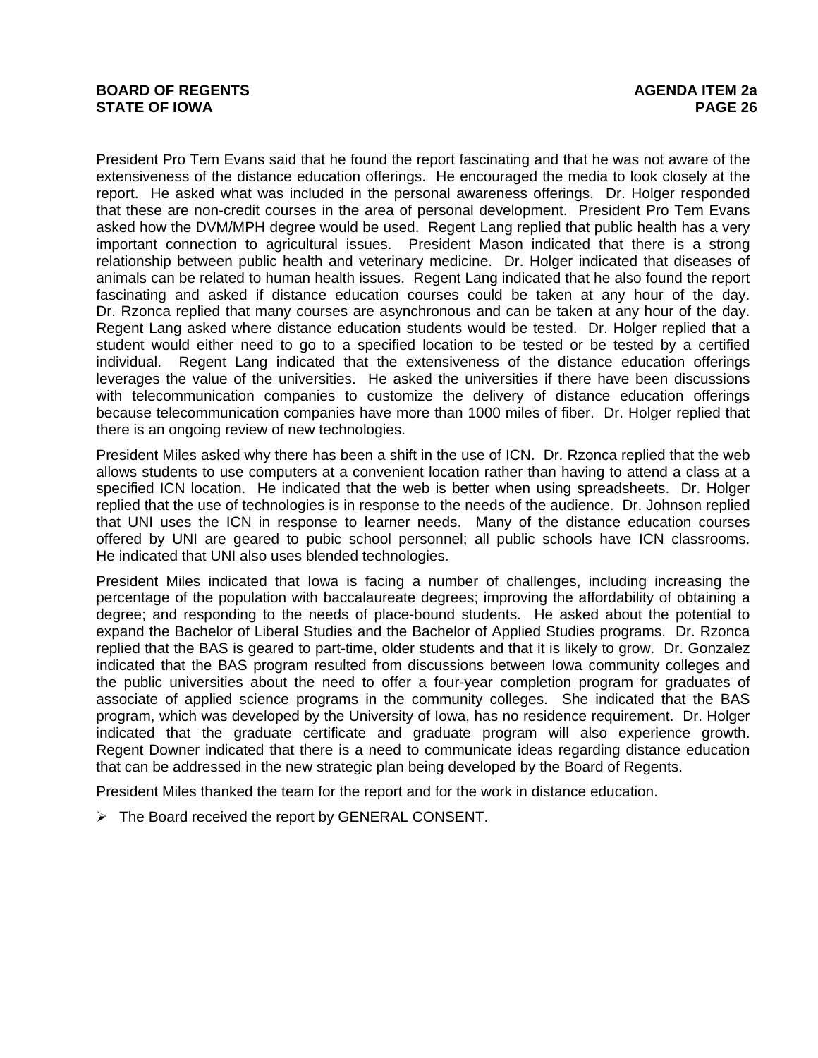President Pro Tem Evans said that he found the report fascinating and that he was not aware of the extensiveness of the distance education offerings. He encouraged the media to look closely at the report. He asked what was included in the personal awareness offerings. Dr. Holger responded that these are non-credit courses in the area of personal development. President Pro Tem Evans asked how the DVM/MPH degree would be used. Regent Lang replied that public health has a very important connection to agricultural issues. President Mason indicated that there is a strong relationship between public health and veterinary medicine. Dr. Holger indicated that diseases of animals can be related to human health issues. Regent Lang indicated that he also found the report fascinating and asked if distance education courses could be taken at any hour of the day. Dr. Rzonca replied that many courses are asynchronous and can be taken at any hour of the day. Regent Lang asked where distance education students would be tested. Dr. Holger replied that a student would either need to go to a specified location to be tested or be tested by a certified individual. Regent Lang indicated that the extensiveness of the distance education offerings leverages the value of the universities. He asked the universities if there have been discussions with telecommunication companies to customize the delivery of distance education offerings because telecommunication companies have more than 1000 miles of fiber. Dr. Holger replied that there is an ongoing review of new technologies.

President Miles asked why there has been a shift in the use of ICN. Dr. Rzonca replied that the web allows students to use computers at a convenient location rather than having to attend a class at a specified ICN location. He indicated that the web is better when using spreadsheets. Dr. Holger replied that the use of technologies is in response to the needs of the audience. Dr. Johnson replied that UNI uses the ICN in response to learner needs. Many of the distance education courses offered by UNI are geared to pubic school personnel; all public schools have ICN classrooms. He indicated that UNI also uses blended technologies.

President Miles indicated that Iowa is facing a number of challenges, including increasing the percentage of the population with baccalaureate degrees; improving the affordability of obtaining a degree; and responding to the needs of place-bound students. He asked about the potential to expand the Bachelor of Liberal Studies and the Bachelor of Applied Studies programs. Dr. Rzonca replied that the BAS is geared to part-time, older students and that it is likely to grow. Dr. Gonzalez indicated that the BAS program resulted from discussions between Iowa community colleges and the public universities about the need to offer a four-year completion program for graduates of associate of applied science programs in the community colleges. She indicated that the BAS program, which was developed by the University of Iowa, has no residence requirement. Dr. Holger indicated that the graduate certificate and graduate program will also experience growth. Regent Downer indicated that there is a need to communicate ideas regarding distance education that can be addressed in the new strategic plan being developed by the Board of Regents.

President Miles thanked the team for the report and for the work in distance education.

- The Board received the report by GENERAL CONSENT.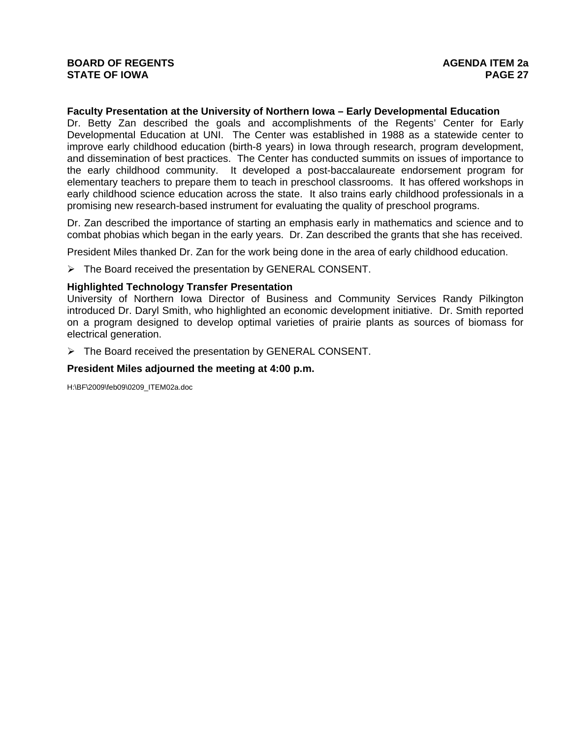**Faculty Presentation at the University of Northern Iowa – Early Developmental Education**

Dr. Betty Zan described the goals and accomplishments of the Regents' Center for Early Developmental Education at UNI. The Center was established in 1988 as a statewide center to improve early childhood education (birth-8 years) in Iowa through research, program development, and dissemination of best practices. The Center has conducted summits on issues of importance to the early childhood community. It developed a post-baccalaureate endorsement program for elementary teachers to prepare them to teach in preschool classrooms. It has offered workshops in early childhood science education across the state. It also trains early childhood professionals in a promising new research-based instrument for evaluating the quality of preschool programs.

Dr. Zan described the importance of starting an emphasis early in mathematics and science and to combat phobias which began in the early years. Dr. Zan described the grants that she has received.

President Miles thanked Dr. Zan for the work being done in the area of early childhood education.

- The Board received the presentation by GENERAL CONSENT.

**Highlighted Technology Transfer Presentation**

University of Northern Iowa Director of Business and Community Services Randy Pilkington introduced Dr. Daryl Smith, who highlighted an economic development initiative. Dr. Smith reported on a program designed to develop optimal varieties of prairie plants as sources of biomass for electrical generation.

- The Board received the presentation by GENERAL CONSENT.

**President Miles adjourned the meeting at 4:00 p.m.**

H:\BF\2009\feb09\0209_ITEM02a.doc